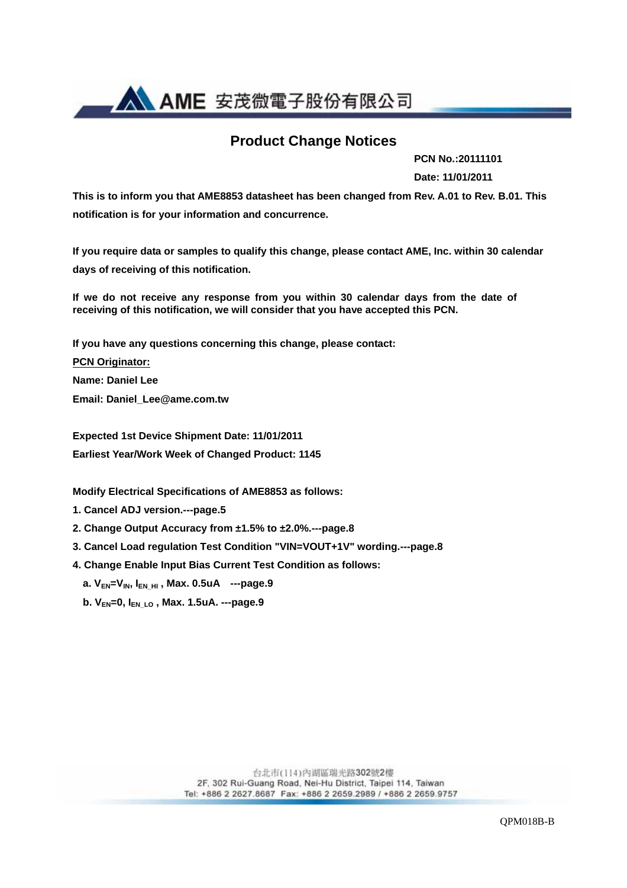AME 安茂微電子股份有限公司

# Product Change Notices

**PCN No.:20111101**

**Date: 11/01/2011**

**This is to inform you that AME8853 datasheet has been changed from Rev. A.01 to Rev. B.01. This notification is for your information and concurrence.**

**If you require data or samples to qualify this change, please contact AME, Inc. within 30 calendar days of receiving of this notification.**

**If we do not receive any response from you within 30 calendar days from the date of receiving of this notification, we will consider that you have accepted this PCN.**

**If you have any questions concerning this change, please contact:**

**<u>PCN Originator:</u>**

**Name: Daniel Lee**

**Email: Daniel_Lee@ame.com.tw**

**Expected 1st Device Shipment Date: 11/01/2011**

**Earliest Year/Work Week of Changed Product: 1145**

**Modify Electrical Specifications of AME8853 as follows:**

1. **Cancel ADJ version.---page.5**
2. **Change Output Accuracy from ±1.5% to ±2.0%.---page.8**
3. **Cancel Load regulation Test Condition "VIN=VOUT+1V" wording.---page.8**
4. **Change Enable Input Bias Current Test Condition as follows:**
   a. **$V_{EN}$=$V_{IN}$, $I_{EN\_HI}$ , Max. 0.5uA ---page.9**
   b. **$V_{EN}$=0, $I_{EN\_LO}$ , Max. 1.5uA. ---page.9**

台北市(114)內湖區瑞光路302號2樓
2F, 302 Rui-Guang Road, Nei-Hu District, Taipei 114, Taiwan
Tel: +886 2 2627.8687 Fax: +886 2 2659.2989 / +886 2 2659.9757

QPM018B-B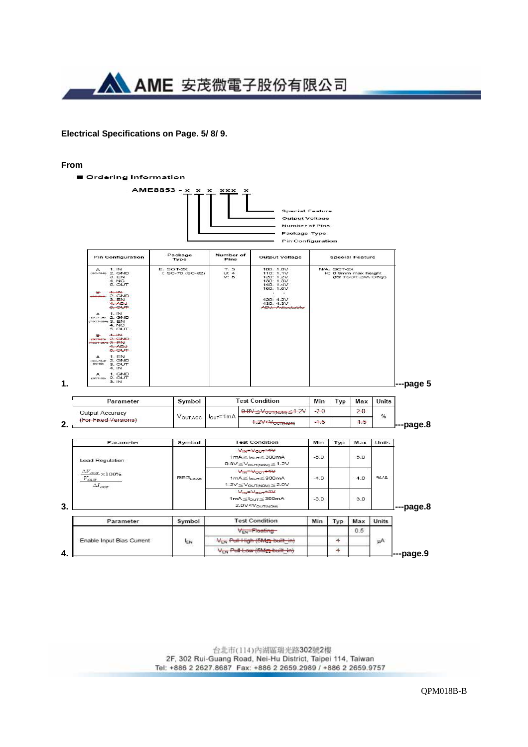**Electrical Specifications on Page. 5/ 8/ 9.**

**From**

■ Ordering Information

AME8853 - x x x xxx x

- Special Feature
- Output Voltage
- Number of Pins
- Package Type
- Pin Configuration

1.

| Pin Configuration | Package Type | Number of Pins | Output Voltage | Special Feature |
|---|---|---|---|---|
| A (SC-70-5) 1. IN 2. GND 3. EN 4. NC 5. OUT<br>~~B (SC-70-5) 1. IN 2. GND 3. EN 4. ADJ 5. OUT~~<br>A (SOT-25) (TSOT-25A) 1. IN 2. GND 3. EN 4. NC 5. OUT<br>~~B (SOT-25) (TSOT-25A) 1. IN 2. GND 3. EN 4. ADJ 5. OUT~~<br>A (SC-70-4/ SC-82) 1. EN 2. GND 3. OUT 4. IN<br>A (SOT-23) 1. GND 2. OUT 3. IN | E: SOT-2X<br>I: SC-70 (SC-82) | T: 3<br>U: 4<br>V: 5 | 100: 1.0V<br>110: 1.1V<br>120: 1.2V<br>130: 1.3V<br>140: 1.4V<br>150: 1.5V<br>: :<br>420: 4.2V<br>430: 4.3V<br>~~ADJ: Adjustable~~ | N/A: SOT-2X<br>K: 0.9mm max height (for TSOT-2XA Only) |

---page 5

2.

| Parameter | Symbol | Test Condition | | Min | Typ | Max | Units |
|---|---|---|---|---|---|---|---|
| Output Accuracy ~~(For Fixed Versions)~~ | $V_{OUT,ACC}$ | $I_{OUT}$=1mA | ~~$0.8V \leq V_{OUT(NOM)} \leq 1.2V$~~ | ~~-2.0~~ | | ~~2.0~~ | % |
| | | | ~~$1.2V < V_{OUT(NOM)}$~~ | ~~-1.5~~ | | ~~1.5~~ | |

---page.8

3.

| Parameter | Symbol | Test Condition | Min | Typ | Max | Units |
|---|---|---|---|---|---|---|
| Load Regulation $\frac{\frac{\Delta V_{OUT}}{V_{OUT}} \times 100\%}{\Delta I_{OUT}}$ | $REG_{LOAD}$ | ~~$V_{IN}=V_{OUT}+1V$~~ $1mA \leq I_{OUT} \leq 300mA$ $0.8V \leq V_{OUT(NOM)} \leq 1.2V$ | -5.0 | | 5.0 | %/A |
| | | ~~$V_{IN}=V_{OUT}+1V$~~ $1mA \leq I_{OUT} \leq 300mA$ $1.2V \leq V_{OUT(NOM)} \leq 2.0V$ | -4.0 | | 4.0 | |
| | | ~~$V_{IN}=V_{OUT}+1V$~~ $1mA \leq I_{OUT} \leq 300mA$ $2.0V < V_{OUT(NOM)}$ | -3.0 | | 3.0 | |

---page.8

4.

| Parameter | Symbol | Test Condition | Min | Typ | Max | Units |
|---|---|---|---|---|---|---|
| Enable Input Bias Current | $I_{EN}$ | ~~$V_{EN}$=Floating~~ | | | 0.5 | μA |
| | | ~~$V_{EN}$ Pull High (5MΩ built_in)~~ | | ~~1~~ | | |
| | | ~~$V_{EN}$ Pull Low (5MΩ built_in)~~ | | ~~1~~ | | |

---page.9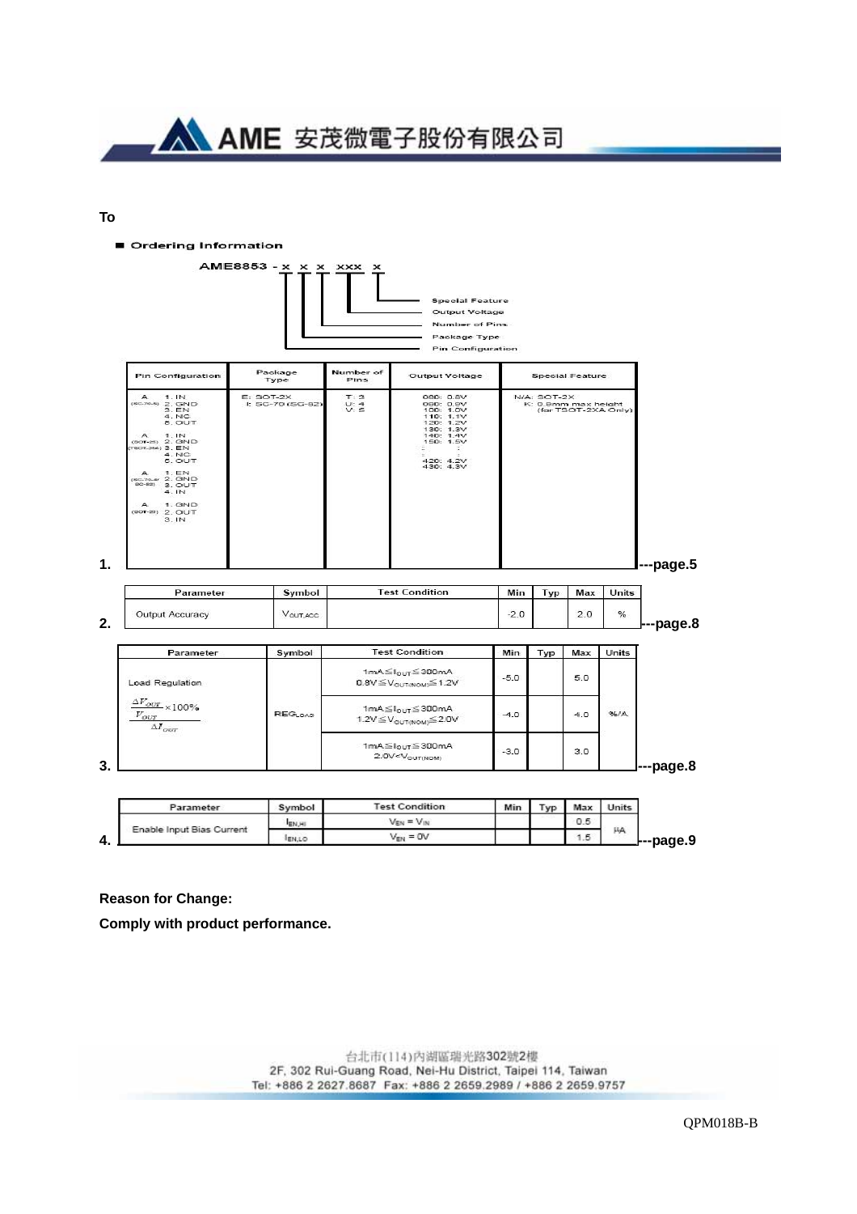AME 安茂微電子股份有限公司

**To**

■ Ordering Information

AME8853 - x x x xxx x

- Special Feature
- Output Voltage
- Number of Pins
- Package Type
- Pin Configuration

1.

| Pin Configuration | Package Type | Number of Pins | Output Voltage | Special Feature |
|---|---|---|---|---|
| A (SC-70-5) 1. IN 2. GND 3. EN 4. NC 5. OUT<br>A (SOT-25) (TSOT-25A) 1. IN 2. GND 3. EN 4. NC 5. OUT<br>A (SC-70-4) (SC-82) 1. EN 2. GND 3. OUT 4. IN<br>A (SOT-23) 1. GND 2. OUT 3. IN | E: SOT-2X<br>I: SC-70 (SC-82) | T: 3<br>U: 4<br>V: 5 | 080: 0.8V<br>090: 0.9V<br>100: 1.0V<br>110: 1.1V<br>120: 1.2V<br>130: 1.3V<br>140: 1.4V<br>150: 1.5V<br>:<br>:<br>420: 4.2V<br>430: 4.3V | N/A: SOT-2X<br>K: 0.8mm max height (for TSOT-2XA Only) |

---page.5

2.

| Parameter | Symbol | Test Condition | Min | Typ | Max | Units |
|---|---|---|---|---|---|---|
| Output Accuracy | $V_{OUT,ACC}$ | | -2.0 | | 2.0 | % |

---page.8

3.

| Parameter | Symbol | Test Condition | Min | Typ | Max | Units |
|---|---|---|---|---|---|---|
| Load Regulation $\dfrac{\frac{\Delta V_{OUT}}{V_{OUT}} \times 100\%}{\Delta I_{OUT}}$ | $REG_{LOAD}$ | $1mA \leq I_{OUT} \leq 300mA$<br>$0.8V \leq V_{OUT(NOM)} \leq 1.2V$ | -5.0 | | 5.0 | %/A |
| | | $1mA \leq I_{OUT} \leq 300mA$<br>$1.2V \leq V_{OUT(NOM)} \leq 2.0V$ | -4.0 | | 4.0 | |
| | | $1mA \leq I_{OUT} \leq 300mA$<br>$2.0V < V_{OUT(NOM)}$ | -3.0 | | 3.0 | |

---page.8

4.

| Parameter | Symbol | Test Condition | Min | Typ | Max | Units |
|---|---|---|---|---|---|---|
| Enable Input Bias Current | $I_{EN,HI}$ | $V_{EN} = V_{IN}$ | | | 0.5 | μA |
| | $I_{EN,LO}$ | $V_{EN} = 0V$ | | | 1.5 | |

---page.9

**Reason for Change:**

**Comply with product performance.**

台北市(114)內湖區瑞光路302號2樓
2F, 302 Rui-Guang Road, Nei-Hu District, Taipei 114, Taiwan
Tel: +886 2 2627.8687 Fax: +886 2 2659.2989 / +886 2 2659.9757

QPM018B-B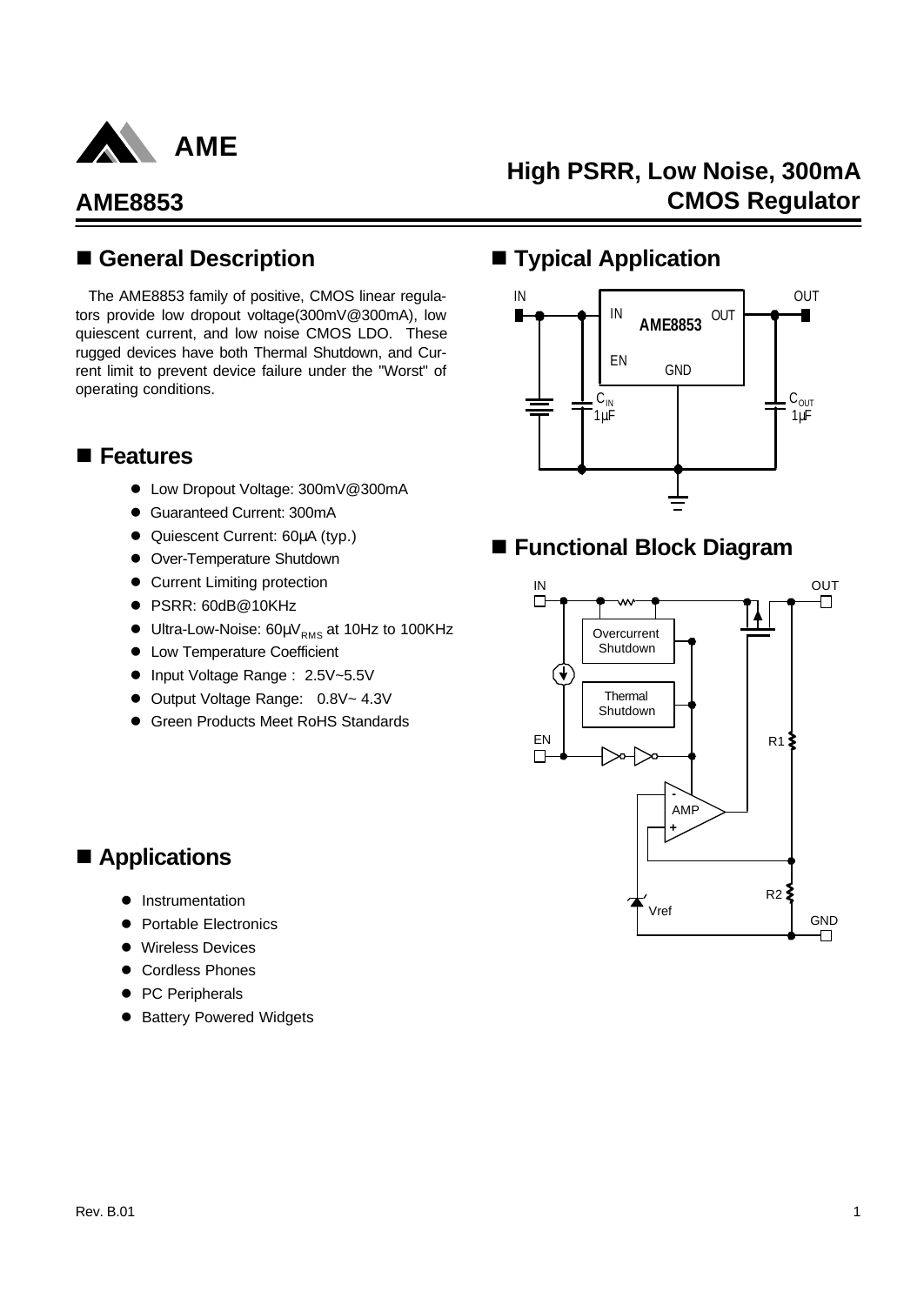# AME8853

## High PSRR, Low Noise, 300mA CMOS Regulator

## ■ General Description

The AME8853 family of positive, CMOS linear regulators provide low dropout voltage(300mV@300mA), low quiescent current, and low noise CMOS LDO. These rugged devices have both Thermal Shutdown, and Current limit to prevent device failure under the "Worst" of operating conditions.

## ■ Features

- Low Dropout Voltage: 300mV@300mA
- Guaranteed Current: 300mA
- Quiescent Current: 60μA (typ.)
- Over-Temperature Shutdown
- Current Limiting protection
- PSRR: 60dB@10KHz
- Ultra-Low-Noise: 60μ$V_{RMS}$ at 10Hz to 100KHz
- Low Temperature Coefficient
- Input Voltage Range : 2.5V~5.5V
- Output Voltage Range: 0.8V~ 4.3V
- Green Products Meet RoHS Standards

## ■ Applications

- Instrumentation
- Portable Electronics
- Wireless Devices
- Cordless Phones
- PC Peripherals
- Battery Powered Widgets

## ■ Typical Application

IN — AME8853 (IN, OUT, EN, GND) — OUT

$C_{IN}$ 1μF    $C_{OUT}$ 1μF

## ■ Functional Block Diagram

IN, OUT, EN, GND, Overcurrent Shutdown, Thermal Shutdown, AMP, R1, R2, Vref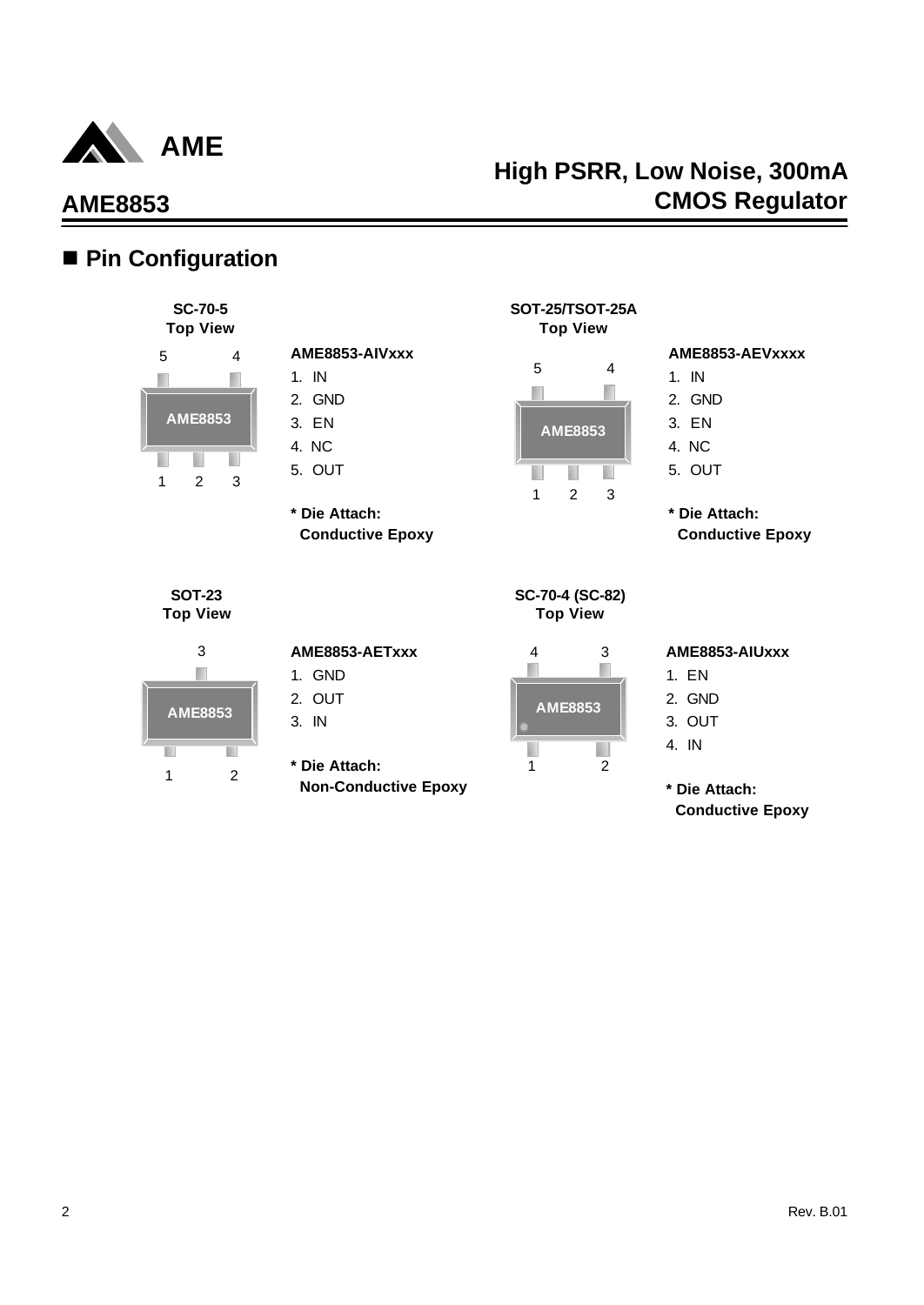## ■ Pin Configuration

**SC-70-5**
**Top View**

5 4

AME8853

1 2 3

**AME8853-AIVxxx**

1. IN
2. GND
3. EN
4. NC
5. OUT

**\* Die Attach:**
**Conductive Epoxy**

**SOT-25/TSOT-25A**
**Top View**

5 4

AME8853

1 2 3

**AME8853-AEVxxxx**

1. IN
2. GND
3. EN
4. NC
5. OUT

**\* Die Attach:**
**Conductive Epoxy**

**SOT-23**
**Top View**

3

AME8853

1 2

**AME8853-AETxxx**

1. GND
2. OUT
3. IN

**\* Die Attach:**
**Non-Conductive Epoxy**

**SC-70-4 (SC-82)**
**Top View**

4 3

AME8853

1 2

**AME8853-AIUxxx**

1. EN
2. GND
3. OUT
4. IN

**\* Die Attach:**
**Conductive Epoxy**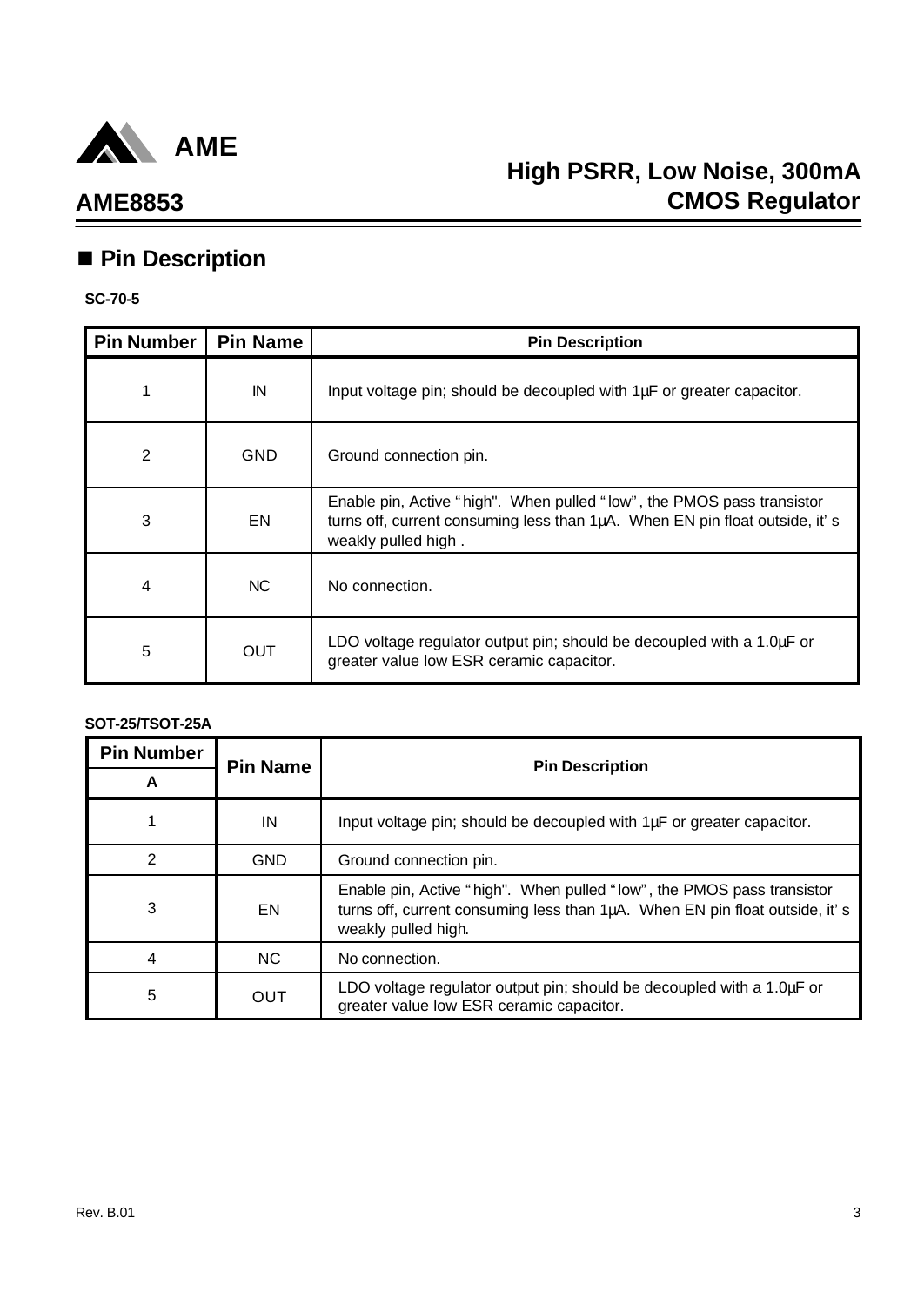## Pin Description

**SC-70-5**

| Pin Number | Pin Name | Pin Description |
|---|---|---|
| 1 | IN | Input voltage pin; should be decoupled with 1µF or greater capacitor. |
| 2 | GND | Ground connection pin. |
| 3 | EN | Enable pin, Active "high". When pulled "low", the PMOS pass transistor turns off, current consuming less than 1µA. When EN pin float outside, it's weakly pulled high . |
| 4 | NC | No connection. |
| 5 | OUT | LDO voltage regulator output pin; should be decoupled with a 1.0µF or greater value low ESR ceramic capacitor. |

**SOT-25/TSOT-25A**

| Pin Number | Pin Name | Pin Description |
|---|---|---|
| A | | |
| 1 | IN | Input voltage pin; should be decoupled with 1µF or greater capacitor. |
| 2 | GND | Ground connection pin. |
| 3 | EN | Enable pin, Active "high". When pulled "low", the PMOS pass transistor turns off, current consuming less than 1µA. When EN pin float outside, it's weakly pulled high. |
| 4 | NC | No connection. |
| 5 | OUT | LDO voltage regulator output pin; should be decoupled with a 1.0µF or greater value low ESR ceramic capacitor. |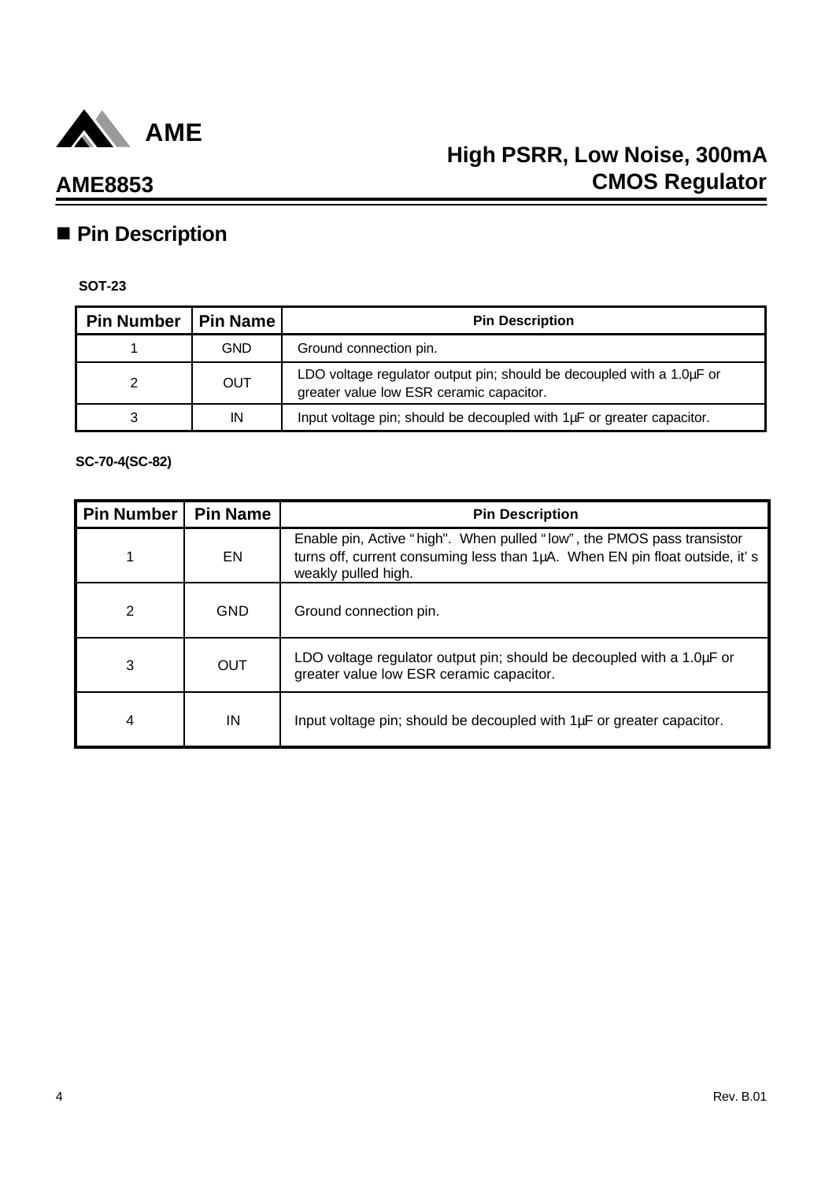## ■ Pin Description

**SOT-23**

| Pin Number | Pin Name | Pin Description |
|---|---|---|
| 1 | GND | Ground connection pin. |
| 2 | OUT | LDO voltage regulator output pin; should be decoupled with a 1.0µF or greater value low ESR ceramic capacitor. |
| 3 | IN | Input voltage pin; should be decoupled with 1µF or greater capacitor. |

**SC-70-4(SC-82)**

| Pin Number | Pin Name | Pin Description |
|---|---|---|
| 1 | EN | Enable pin, Active "high". When pulled "low", the PMOS pass transistor turns off, current consuming less than 1µA. When EN pin float outside, it's weakly pulled high. |
| 2 | GND | Ground connection pin. |
| 3 | OUT | LDO voltage regulator output pin; should be decoupled with a 1.0µF or greater value low ESR ceramic capacitor. |
| 4 | IN | Input voltage pin; should be decoupled with 1µF or greater capacitor. |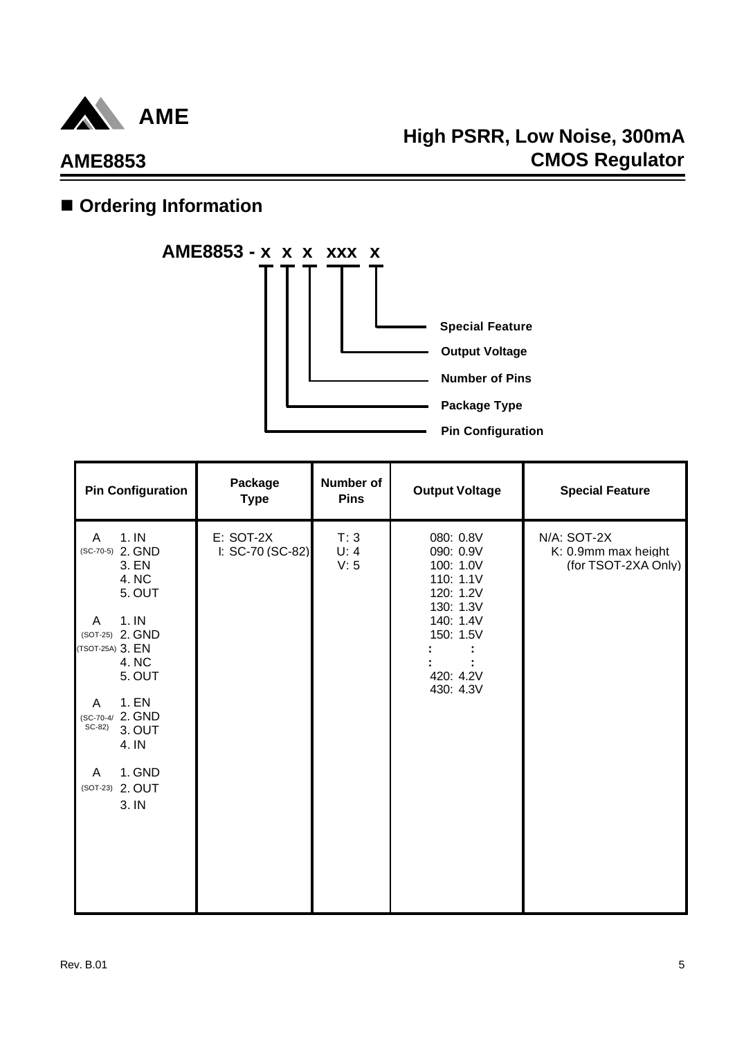## ■ Ordering Information

**AME8853 - x x x xxx x**

- x: **Pin Configuration**
- x: **Package Type**
- x: **Number of Pins**
- xxx: **Output Voltage**
- x: **Special Feature**

| Pin Configuration | Package Type | Number of Pins | Output Voltage | Special Feature |
|---|---|---|---|---|
| A (SC-70-5): 1. IN, 2. GND, 3. EN, 4. NC, 5. OUT<br><br>A (SOT-25) (TSOT-25A): 1. IN, 2. GND, 3. EN, 4. NC, 5. OUT<br><br>A (SC-70-4/ SC-82): 1. EN, 2. GND, 3. OUT, 4. IN<br><br>A (SOT-23): 1. GND, 2. OUT, 3. IN | E: SOT-2X<br>I: SC-70 (SC-82) | T: 3<br>U: 4<br>V: 5 | 080: 0.8V<br>090: 0.9V<br>100: 1.0V<br>110: 1.1V<br>120: 1.2V<br>130: 1.3V<br>140: 1.4V<br>150: 1.5V<br>: :<br>: :<br>420: 4.2V<br>430: 4.3V | N/A: SOT-2X<br>K: 0.9mm max height (for TSOT-2XA Only) |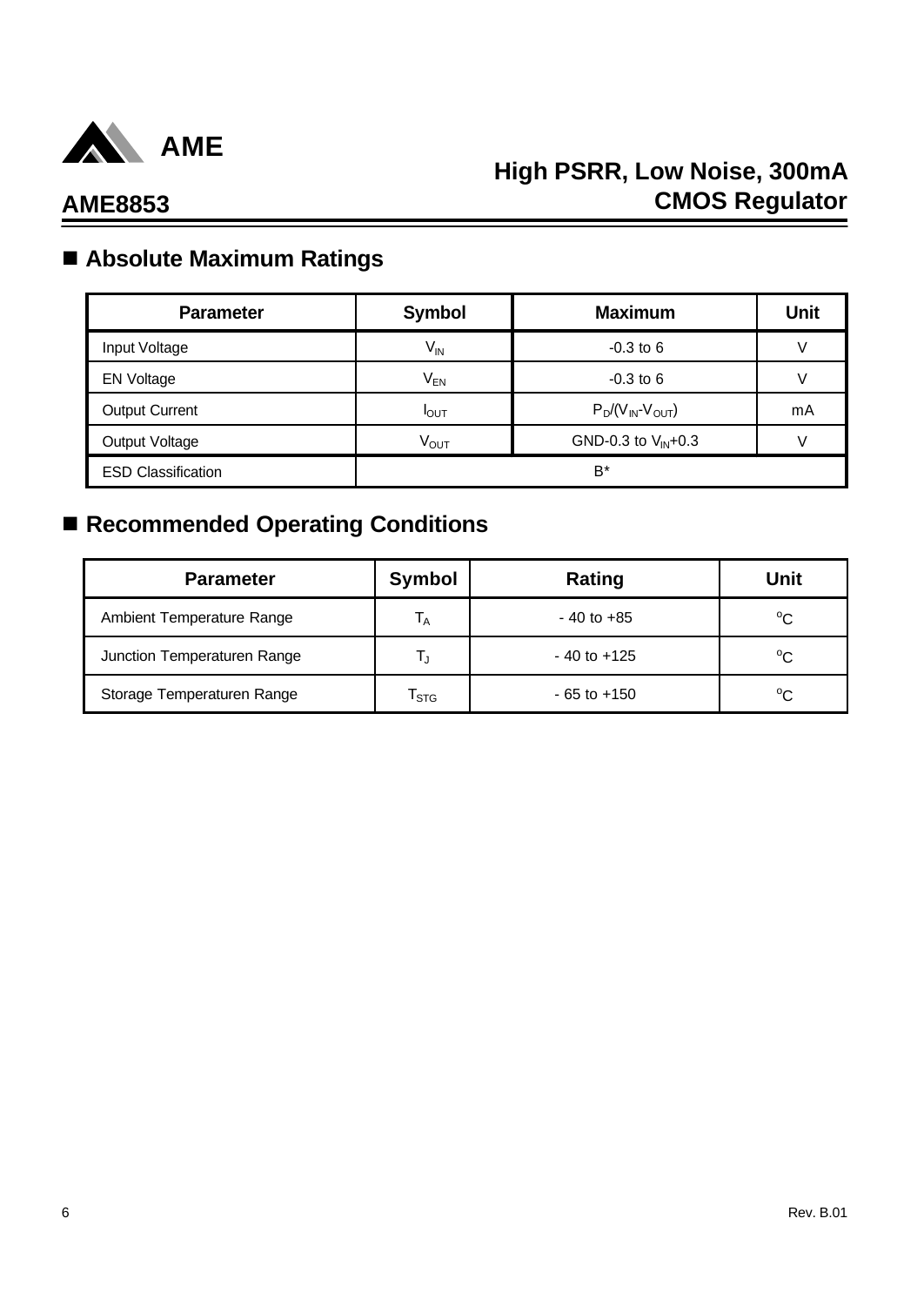## Absolute Maximum Ratings

| Parameter | Symbol | Maximum | Unit |
|---|---|---|---|
| Input Voltage | $V_{IN}$ | -0.3 to 6 | V |
| EN Voltage | $V_{EN}$ | -0.3 to 6 | V |
| Output Current | $I_{OUT}$ | $P_D/(V_{IN}-V_{OUT})$ | mA |
| Output Voltage | $V_{OUT}$ | GND-0.3 to $V_{IN}$+0.3 | V |
| ESD Classification | B* | | |

## Recommended Operating Conditions

| Parameter | Symbol | Rating | Unit |
|---|---|---|---|
| Ambient Temperature Range | $T_A$ | - 40 to +85 | $^oC$ |
| Junction Temperaturen Range | $T_J$ | - 40 to +125 | $^oC$ |
| Storage Temperaturen Range | $T_{STG}$ | - 65 to +150 | $^oC$ |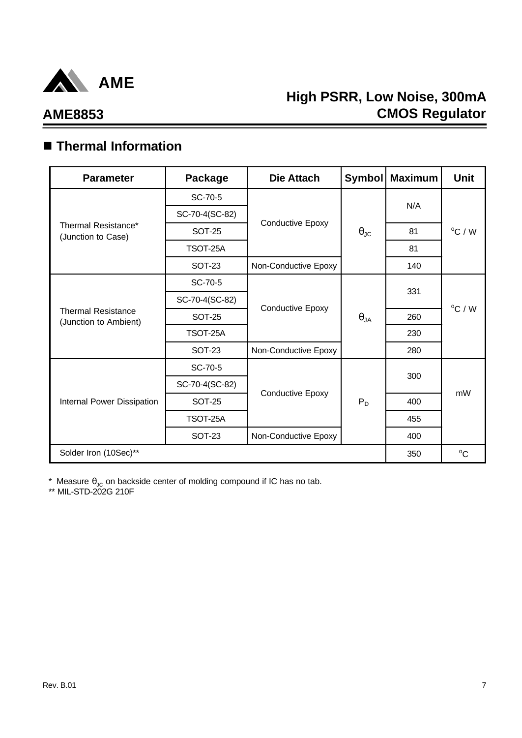## ■ Thermal Information

| Parameter | Package | Die Attach | Symbol | Maximum | Unit |
|---|---|---|---|---|---|
| Thermal Resistance* (Junction to Case) | SC-70-5 | Conductive Epoxy | $\theta_{JC}$ | N/A | $^oC$ / W |
| | SC-70-4(SC-82) | | | | |
| | SOT-25 | | | 81 | |
| | TSOT-25A | | | 81 | |
| | SOT-23 | Non-Conductive Epoxy | | 140 | |
| Thermal Resistance (Junction to Ambient) | SC-70-5 | Conductive Epoxy | $\theta_{JA}$ | 331 | $^oC$ / W |
| | SC-70-4(SC-82) | | | | |
| | SOT-25 | | | 260 | |
| | TSOT-25A | | | 230 | |
| | SOT-23 | Non-Conductive Epoxy | | 280 | |
| Internal Power Dissipation | SC-70-5 | Conductive Epoxy | $P_D$ | 300 | mW |
| | SC-70-4(SC-82) | | | | |
| | SOT-25 | | | 400 | |
| | TSOT-25A | | | 455 | |
| | SOT-23 | Non-Conductive Epoxy | | 400 | |
| Solder Iron (10Sec)** | | | | 350 | $^oC$ |

\* Measure $\theta_{JC}$ on backside center of molding compound if IC has no tab.

** MIL-STD-202G 210F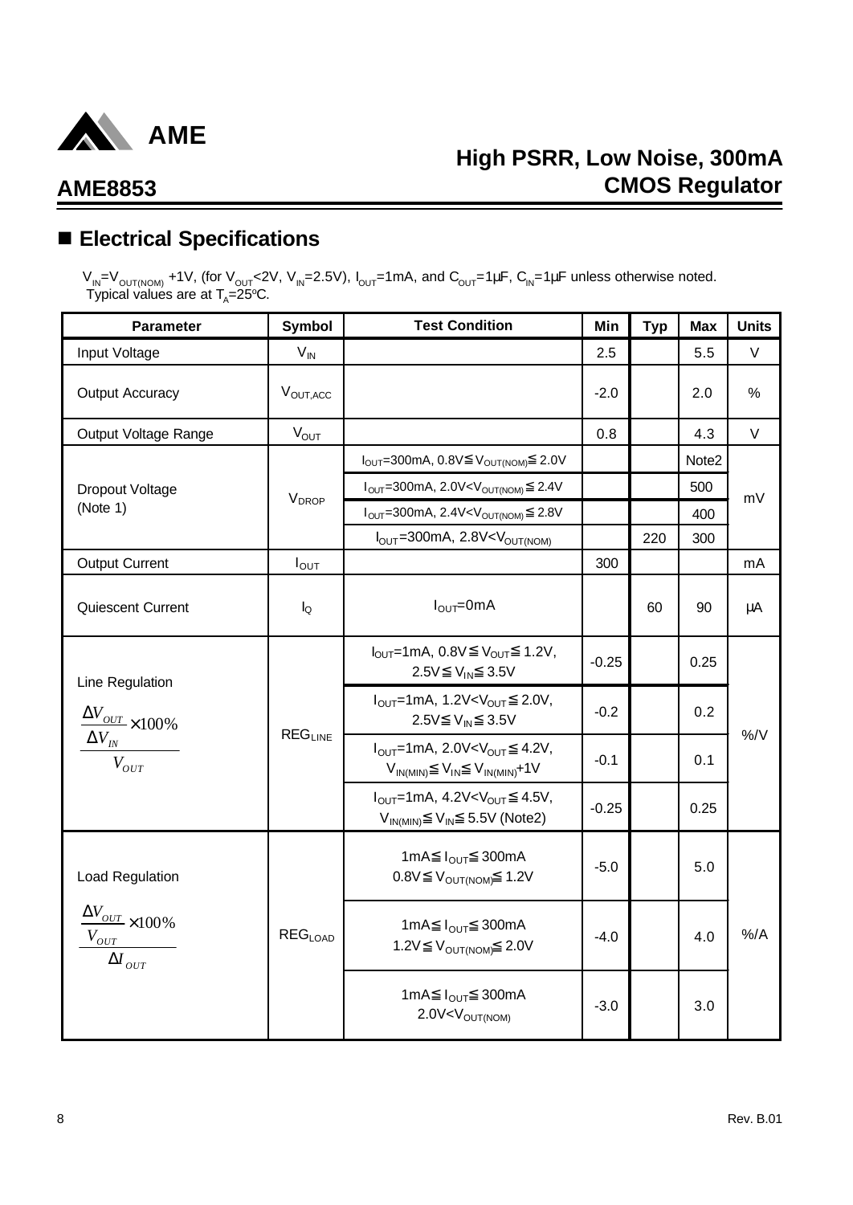## ■ Electrical Specifications

$V_{IN}=V_{OUT(NOM)}$ +1V, (for $V_{OUT}$<2V, $V_{IN}$=2.5V), $I_{OUT}$=1mA, and $C_{OUT}$=1μF, $C_{IN}$=1μF unless otherwise noted.
Typical values are at $T_A$=25°C.

| Parameter | Symbol | Test Condition | Min | Typ | Max | Units |
|---|---|---|---|---|---|---|
| Input Voltage | $V_{IN}$ | | 2.5 | | 5.5 | V |
| Output Accuracy | $V_{OUT,ACC}$ | | -2.0 | | 2.0 | % |
| Output Voltage Range | $V_{OUT}$ | | 0.8 | | 4.3 | V |
| Dropout Voltage (Note 1) | $V_{DROP}$ | $I_{OUT}$=300mA, 0.8V≦$V_{OUT(NOM)}$≦2.0V | | | Note2 | mV |
| | | $I_{OUT}$=300mA, 2.0V<$V_{OUT(NOM)}$≦2.4V | | | 500 | |
| | | $I_{OUT}$=300mA, 2.4V<$V_{OUT(NOM)}$≦2.8V | | | 400 | |
| | | $I_{OUT}$=300mA, 2.8V<$V_{OUT(NOM)}$ | | 220 | 300 | |
| Output Current | $I_{OUT}$ | | 300 | | | mA |
| Quiescent Current | $I_Q$ | $I_{OUT}$=0mA | | 60 | 90 | μA |
| Line Regulation $\dfrac{\dfrac{\Delta V_{OUT}}{\Delta V_{IN}} \times 100\%}{V_{OUT}}$ | $REG_{LINE}$ | $I_{OUT}$=1mA, 0.8V≦$V_{OUT}$≦1.2V, 2.5V≦$V_{IN}$≦3.5V | -0.25 | | 0.25 | %/V |
| | | $I_{OUT}$=1mA, 1.2V<$V_{OUT}$≦2.0V, 2.5V≦$V_{IN}$≦3.5V | -0.2 | | 0.2 | |
| | | $I_{OUT}$=1mA, 2.0V<$V_{OUT}$≦4.2V, $V_{IN(MIN)}$≦$V_{IN}$≦$V_{IN(MIN)}$+1V | -0.1 | | 0.1 | |
| | | $I_{OUT}$=1mA, 4.2V<$V_{OUT}$≦4.5V, $V_{IN(MIN)}$≦$V_{IN}$≦5.5V (Note2) | -0.25 | | 0.25 | |
| Load Regulation $\dfrac{\dfrac{\Delta V_{OUT}}{V_{OUT}} \times 100\%}{\Delta I_{OUT}}$ | $REG_{LOAD}$ | 1mA≦$I_{OUT}$≦300mA 0.8V≦$V_{OUT(NOM)}$≦1.2V | -5.0 | | 5.0 | %/A |
| | | 1mA≦$I_{OUT}$≦300mA 1.2V≦$V_{OUT(NOM)}$≦2.0V | -4.0 | | 4.0 | |
| | | 1mA≦$I_{OUT}$≦300mA 2.0V<$V_{OUT(NOM)}$ | -3.0 | | 3.0 | |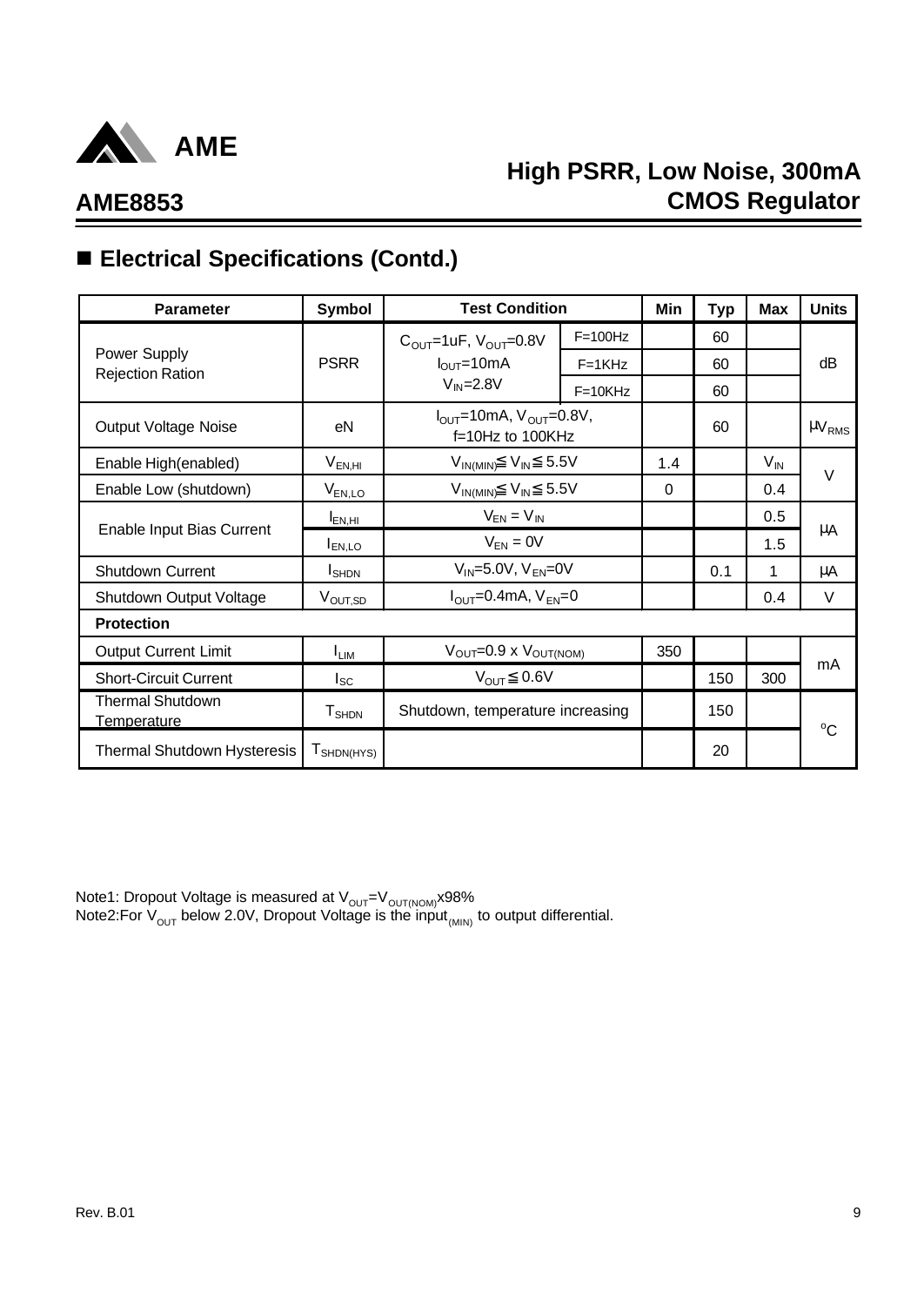## ■ Electrical Specifications (Contd.)

| Parameter | Symbol | Test Condition | | Min | Typ | Max | Units |
|---|---|---|---|---|---|---|---|
| Power Supply Rejection Ration | PSRR | $C_{OUT}$=1uF, $V_{OUT}$=0.8V $I_{OUT}$=10mA $V_{IN}$=2.8V | F=100Hz | | 60 | | dB |
| | | | F=1KHz | | 60 | | |
| | | | F=10KHz | | 60 | | |
| Output Voltage Noise | eN | $I_{OUT}$=10mA, $V_{OUT}$=0.8V, f=10Hz to 100KHz | | | 60 | | $\mu V_{RMS}$ |
| Enable High(enabled) | $V_{EN,HI}$ | $V_{IN(MIN)} \leqq V_{IN} \leqq 5.5V$ | | 1.4 | | $V_{IN}$ | V |
| Enable Low (shutdown) | $V_{EN,LO}$ | $V_{IN(MIN)} \leqq V_{IN} \leqq 5.5V$ | | 0 | | 0.4 | |
| Enable Input Bias Current | $I_{EN,HI}$ | $V_{EN} = V_{IN}$ | | | | 0.5 | μA |
| | $I_{EN,LO}$ | $V_{EN}$ = 0V | | | | 1.5 | |
| Shutdown Current | $I_{SHDN}$ | $V_{IN}$=5.0V, $V_{EN}$=0V | | | 0.1 | 1 | μA |
| Shutdown Output Voltage | $V_{OUT,SD}$ | $I_{OUT}$=0.4mA, $V_{EN}$=0 | | | | 0.4 | V |
| **Protection** | | | | | | | |
| Output Current Limit | $I_{LIM}$ | $V_{OUT}$=0.9 x $V_{OUT(NOM)}$ | | 350 | | | mA |
| Short-Circuit Current | $I_{SC}$ | $V_{OUT} \leqq 0.6V$ | | | 150 | 300 | |
| Thermal Shutdown Temperature | $T_{SHDN}$ | Shutdown, temperature increasing | | | 150 | | °C |
| Thermal Shutdown Hysteresis | $T_{SHDN(HYS)}$ | | | | 20 | | |

Note1: Dropout Voltage is measured at $V_{OUT}$=$V_{OUT(NOM)}$x98%

Note2:For $V_{OUT}$ below 2.0V, Dropout Voltage is the $input_{(MIN)}$ to output differential.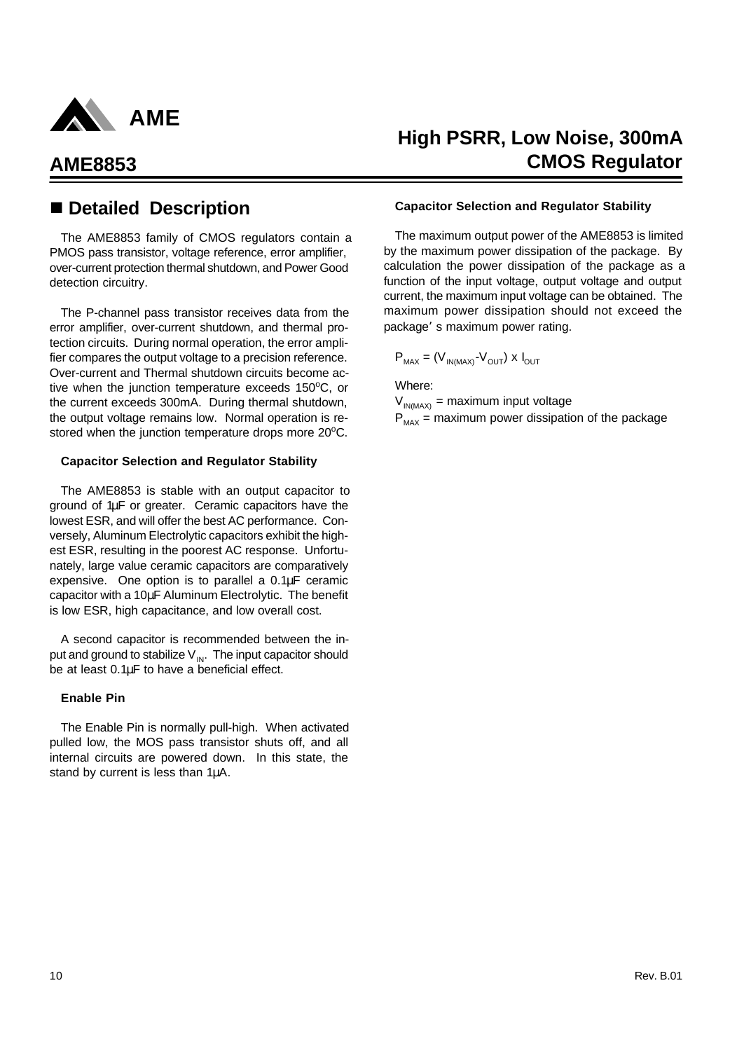## ■ Detailed Description

The AME8853 family of CMOS regulators contain a PMOS pass transistor, voltage reference, error amplifier, over-current protection thermal shutdown, and Power Good detection circuitry.

The P-channel pass transistor receives data from the error amplifier, over-current shutdown, and thermal protection circuits. During normal operation, the error amplifier compares the output voltage to a precision reference. Over-current and Thermal shutdown circuits become active when the junction temperature exceeds 150°C, or the current exceeds 300mA. During thermal shutdown, the output voltage remains low. Normal operation is restored when the junction temperature drops more 20°C.

### Capacitor Selection and Regulator Stability

The AME8853 is stable with an output capacitor to ground of 1µF or greater. Ceramic capacitors have the lowest ESR, and will offer the best AC performance. Conversely, Aluminum Electrolytic capacitors exhibit the highest ESR, resulting in the poorest AC response. Unfortunately, large value ceramic capacitors are comparatively expensive. One option is to parallel a 0.1µF ceramic capacitor with a 10µF Aluminum Electrolytic. The benefit is low ESR, high capacitance, and low overall cost.

A second capacitor is recommended between the input and ground to stabilize $V_{IN}$. The input capacitor should be at least 0.1µF to have a beneficial effect.

### Enable Pin

The Enable Pin is normally pull-high. When activated pulled low, the MOS pass transistor shuts off, and all internal circuits are powered down. In this state, the stand by current is less than 1µA.

### Capacitor Selection and Regulator Stability

The maximum output power of the AME8853 is limited by the maximum power dissipation of the package. By calculation the power dissipation of the package as a function of the input voltage, output voltage and output current, the maximum input voltage can be obtained. The maximum power dissipation should not exceed the package's maximum power rating.

$$P_{MAX} = (V_{IN(MAX)} - V_{OUT}) \times I_{OUT}$$

Where:

$V_{IN(MAX)}$ = maximum input voltage

$P_{MAX}$ = maximum power dissipation of the package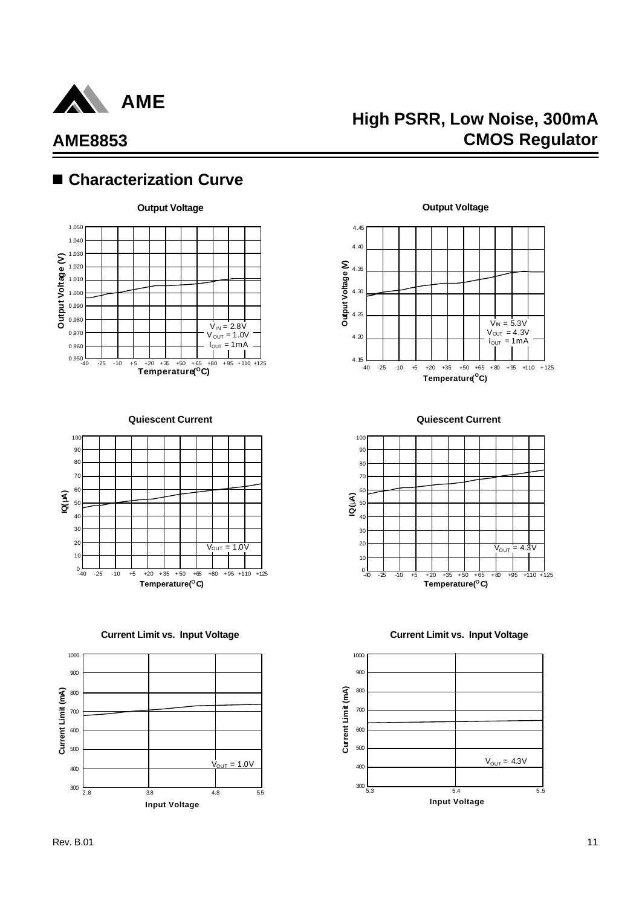## ■ Characterization Curve

**Output Voltage**

Output Voltage (V) vs. Temperature(°C)

$V_{IN}$ = 2.8V
$V_{OUT}$ = 1.0V
$I_{OUT}$ = 1mA

**Output Voltage**

Output Voltage (V) vs. Temperature(°C)

$V_{IN}$ = 5.3V
$V_{OUT}$ = 4.3V
$I_{OUT}$ = 1mA

**Quiescent Current**

IQ(μA) vs. Temperature(°C)

$V_{OUT}$ = 1.0V

**Quiescent Current**

IQ(μA) vs. Temperature(°C)

$V_{OUT}$ = 4.3V

**Current Limit vs. Input Voltage**

Current Limit (mA) vs. Input Voltage

$V_{OUT}$ = 1.0V

**Current Limit vs. Input Voltage**

Current Limit (mA) vs. Input Voltage

$V_{OUT}$ = 4.3V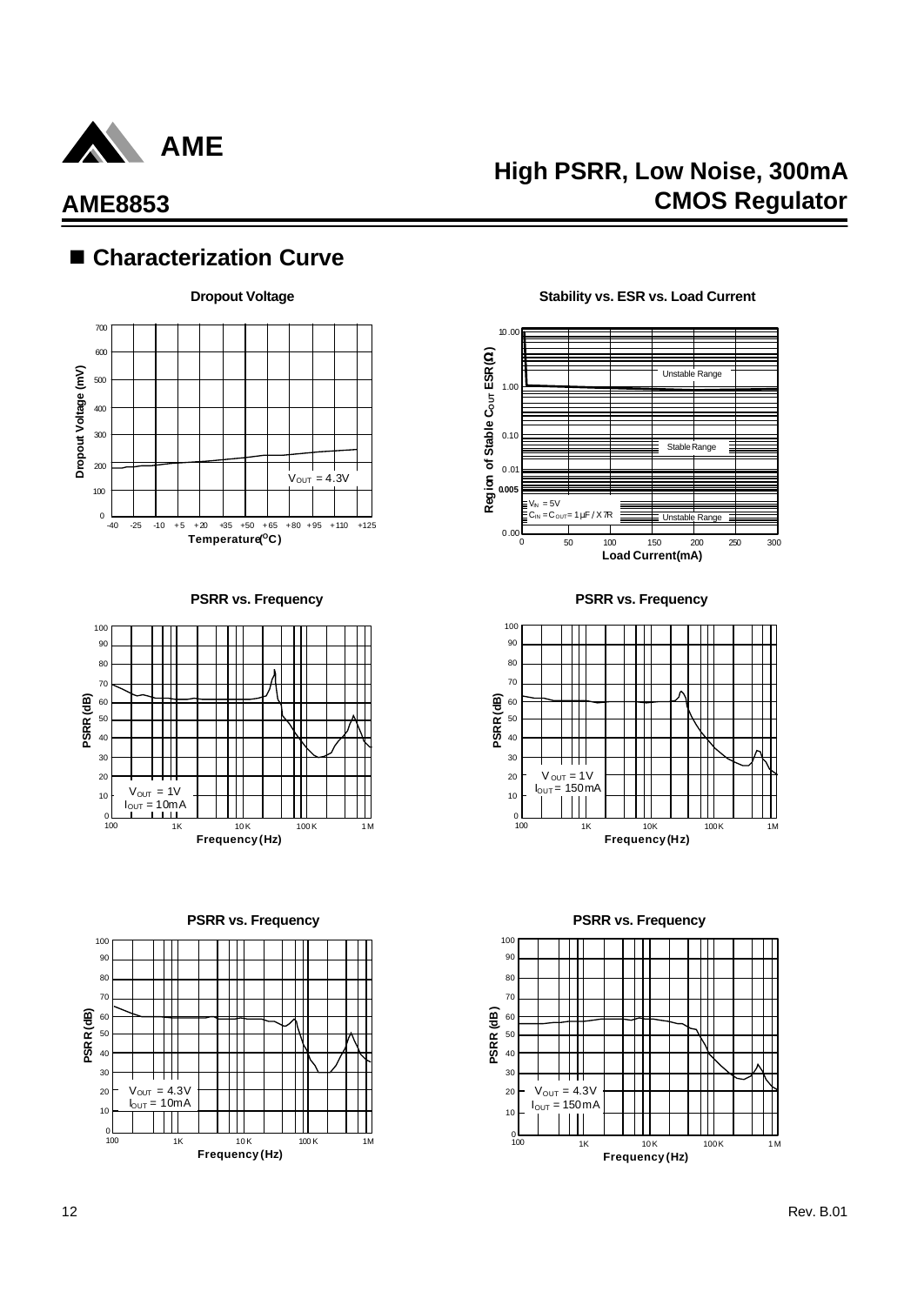## ■ Characterization Curve

**Dropout Voltage**

Dropout Voltage (mV) vs. Temperature (°C); $V_{OUT}$ = 4.3V

**Stability vs. ESR vs. Load Current**

Region of Stable $C_{OUT}$ ESR (Ω) vs. Load Current(mA)

Unstable Range

Stable Range

Unstable Range

$V_{IN}$ = 5V
$C_{IN}$ = $C_{OUT}$ = 1μF / X7R

**PSRR vs. Frequency**

PSRR (dB) vs. Frequency (Hz)

$V_{OUT}$ = 1V
$I_{OUT}$ = 10mA

**PSRR vs. Frequency**

PSRR (dB) vs. Frequency (Hz)

$V_{OUT}$ = 1V
$I_{OUT}$ = 150mA

**PSRR vs. Frequency**

PSRR (dB) vs. Frequency (Hz)

$V_{OUT}$ = 4.3V
$I_{OUT}$ = 10mA

**PSRR vs. Frequency**

PSRR (dB) vs. Frequency (Hz)

$V_{OUT}$ = 4.3V
$I_{OUT}$ = 150mA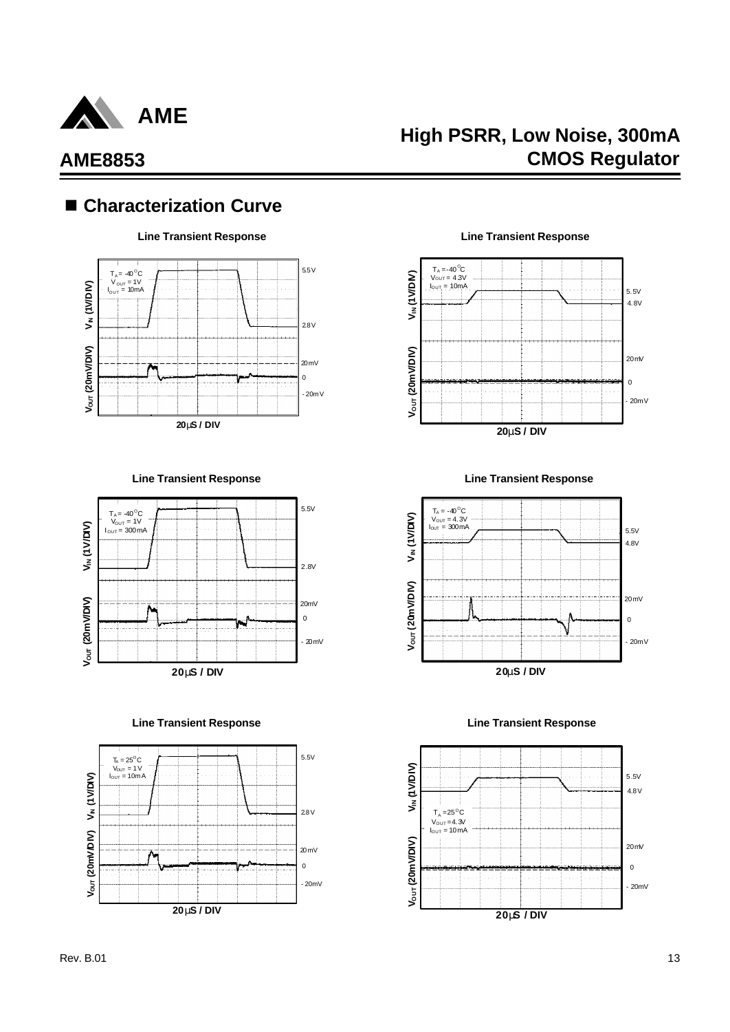## ■ Characterization Curve

**Line Transient Response**

$T_A$ = -40°C
$V_{OUT}$ = 1V
$I_{OUT}$ = 10mA

$V_{IN}$ (1V/DIV): 5.5V, 2.8V
$V_{OUT}$ (20mV/DIV): 20mV, 0, -20mV

20μS / DIV

**Line Transient Response**

$T_A$ = -40°C
$V_{OUT}$ = 4.3V
$I_{OUT}$ = 10mA

$V_{IN}$ (1V/DIV): 5.5V, 4.8V
$V_{OUT}$ (20mV/DIV): 20mV, 0, -20mV

20μS / DIV

**Line Transient Response**

$T_A$ = -40°C
$V_{OUT}$ = 1V
$I_{OUT}$ = 300mA

$V_{IN}$ (1V/DIV): 5.5V, 2.8V
$V_{OUT}$ (20mV/DIV): 20mV, 0, -20mV

20μS / DIV

**Line Transient Response**

$T_A$ = -40°C
$V_{OUT}$ = 4.3V
$I_{OUT}$ = 300mA

$V_{IN}$ (1V/DIV): 5.5V, 4.8V
$V_{OUT}$ (20mV/DIV): 20mV, 0, -20mV

20μS / DIV

**Line Transient Response**

$T_A$ = 25°C
$V_{OUT}$ = 1V
$I_{OUT}$ = 10mA

$V_{IN}$ (1V/DIV): 5.5V, 2.8V
$V_{OUT}$ (20mV/DIV): 20mV, 0, -20mV

20μS / DIV

**Line Transient Response**

$T_A$ = 25°C
$V_{OUT}$ = 4.3V
$I_{OUT}$ = 10mA

$V_{IN}$ (1V/DIV): 5.5V, 4.8V
$V_{OUT}$ (20mV/DIV): 20mV, 0, -20mV

20μS / DIV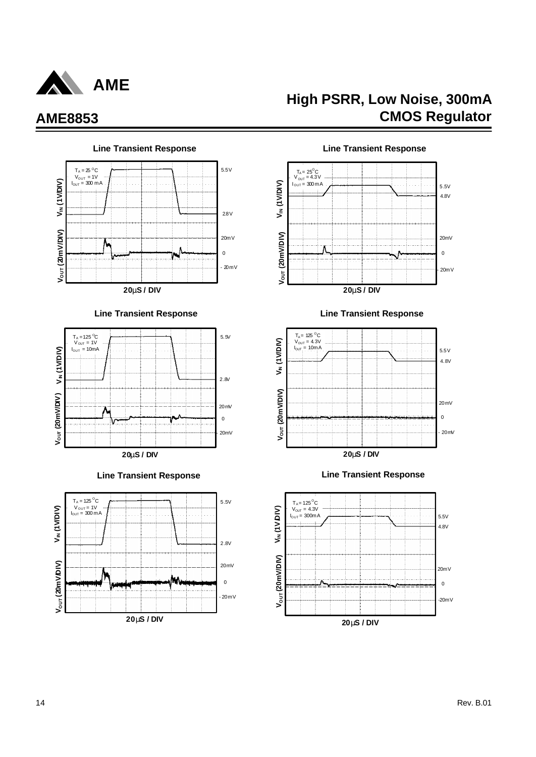## Line Transient Response

$T_A = 25^{\circ}C$
$V_{OUT} = 1V$
$I_{OUT} = 300mA$

$V_{IN}$ (1V/DIV): 5.5V, 2.8V

$V_{OUT}$ (20mV/DIV): 20mV, 0, -20mV

20μS / DIV

## Line Transient Response

$T_A = 25^{\circ}C$
$V_{OUT} = 4.3V$
$I_{OUT} = 300mA$

$V_{IN}$ (1V/DIV): 5.5V, 4.8V

$V_{OUT}$ (20mV/DIV): 20mV, 0, -20mV

20μS / DIV

## Line Transient Response

$T_A = 125^{\circ}C$
$V_{OUT} = 1V$
$I_{OUT} = 10mA$

$V_{IN}$ (1V/DIV): 5.5V, 2.8V

$V_{OUT}$ (20mV/DIV): 20mV, 0, -20mV

20μS / DIV

## Line Transient Response

$T_A = 125^{\circ}C$
$V_{OUT} = 4.3V$
$I_{OUT} = 10mA$

$V_{IN}$ (1V/DIV): 5.5V, 4.8V

$V_{OUT}$ (20mV/DIV): 20mV, 0, -20mV

20μS / DIV

## Line Transient Response

$T_A = 125^{\circ}C$
$V_{OUT} = 1V$
$I_{OUT} = 300mA$

$V_{IN}$ (1V/DIV): 5.5V, 2.8V

$V_{OUT}$ (20mV/DIV): 20mV, 0, -20mV

20μS / DIV

## Line Transient Response

$T_A = 125^{\circ}C$
$V_{OUT} = 4.3V$
$I_{OUT} = 300mA$

$V_{IN}$ (1V/DIV): 5.5V, 4.8V

$V_{OUT}$ (20mV/DIV): 20mV, 0, -20mV

20μS / DIV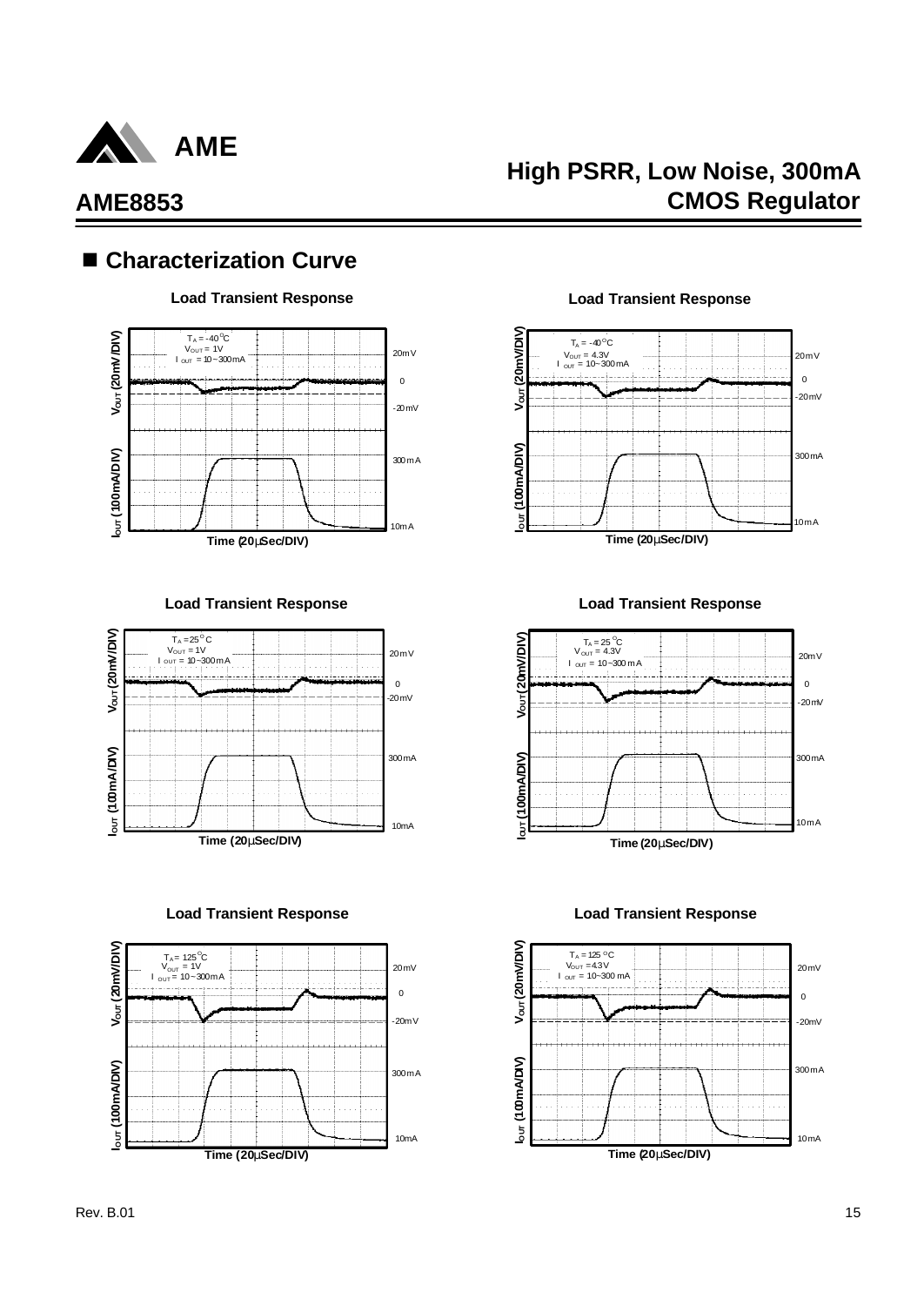## ■ Characterization Curve

**Load Transient Response**

$T_A = -40^{\circ}C$
$V_{OUT} = 1V$
$I_{OUT} = 10\sim300mA$

$V_{OUT}$ (20mV/DIV): 20mV, 0, -20mV

$I_{OUT}$ (100mA/DIV): 300mA, 10mA

Time (20µSec/DIV)

**Load Transient Response**

$T_A = -40^{\circ}C$
$V_{OUT} = 4.3V$
$I_{OUT} = 10\sim300mA$

$V_{OUT}$ (20mV/DIV): 20mV, 0, -20mV

$I_{OUT}$ (100mA/DIV): 300mA, 10mA

Time (20µSec/DIV)

**Load Transient Response**

$T_A = 25^{\circ}C$
$V_{OUT} = 1V$
$I_{OUT} = 10\sim300mA$

$V_{OUT}$ (20mV/DIV): 20mV, 0, -20mV

$I_{OUT}$ (100mA/DIV): 300mA, 10mA

Time (20µSec/DIV)

**Load Transient Response**

$T_A = 25^{\circ}C$
$V_{OUT} = 4.3V$
$I_{OUT} = 10\sim300mA$

$V_{OUT}$ (20mV/DIV): 20mV, 0, -20mV

$I_{OUT}$ (100mA/DIV): 300mA, 10mA

Time (20µSec/DIV)

**Load Transient Response**

$T_A = 125^{\circ}C$
$V_{OUT} = 1V$
$I_{OUT} = 10\sim300mA$

$V_{OUT}$ (20mV/DIV): 20mV, 0, -20mV

$I_{OUT}$ (100mA/DIV): 300mA, 10mA

Time (20µSec/DIV)

**Load Transient Response**

$T_A = 125^{\circ}C$
$V_{OUT} = 4.3V$
$I_{OUT} = 10\sim300mA$

$V_{OUT}$ (20mV/DIV): 20mV, 0, -20mV

$I_{OUT}$ (100mA/DIV): 300mA, 10mA

Time (20µSec/DIV)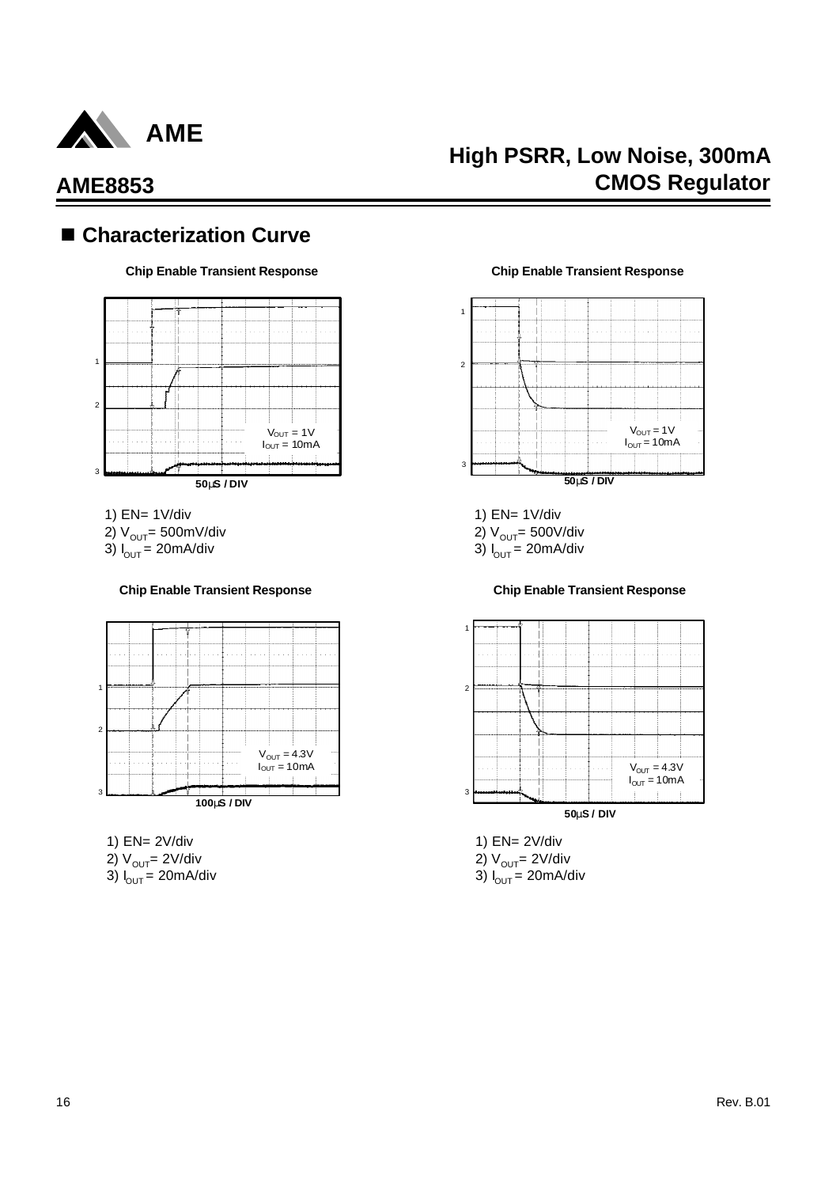## ■ Characterization Curve

**Chip Enable Transient Response**

$V_{OUT} = 1V$
$I_{OUT} = 10mA$

50μS / DIV

1) EN= 1V/div
2) $V_{OUT}$= 500mV/div
3) $I_{OUT}$ = 20mA/div

**Chip Enable Transient Response**

$V_{OUT} = 1V$
$I_{OUT} = 10mA$

50μS / DIV

1) EN= 1V/div
2) $V_{OUT}$= 500V/div
3) $I_{OUT}$ = 20mA/div

**Chip Enable Transient Response**

$V_{OUT} = 4.3V$
$I_{OUT} = 10mA$

100μS / DIV

1) EN= 2V/div
2) $V_{OUT}$= 2V/div
3) $I_{OUT}$ = 20mA/div

**Chip Enable Transient Response**

$V_{OUT} = 4.3V$
$I_{OUT} = 10mA$

50μS / DIV

1) EN= 2V/div
2) $V_{OUT}$= 2V/div
3) $I_{OUT}$ = 20mA/div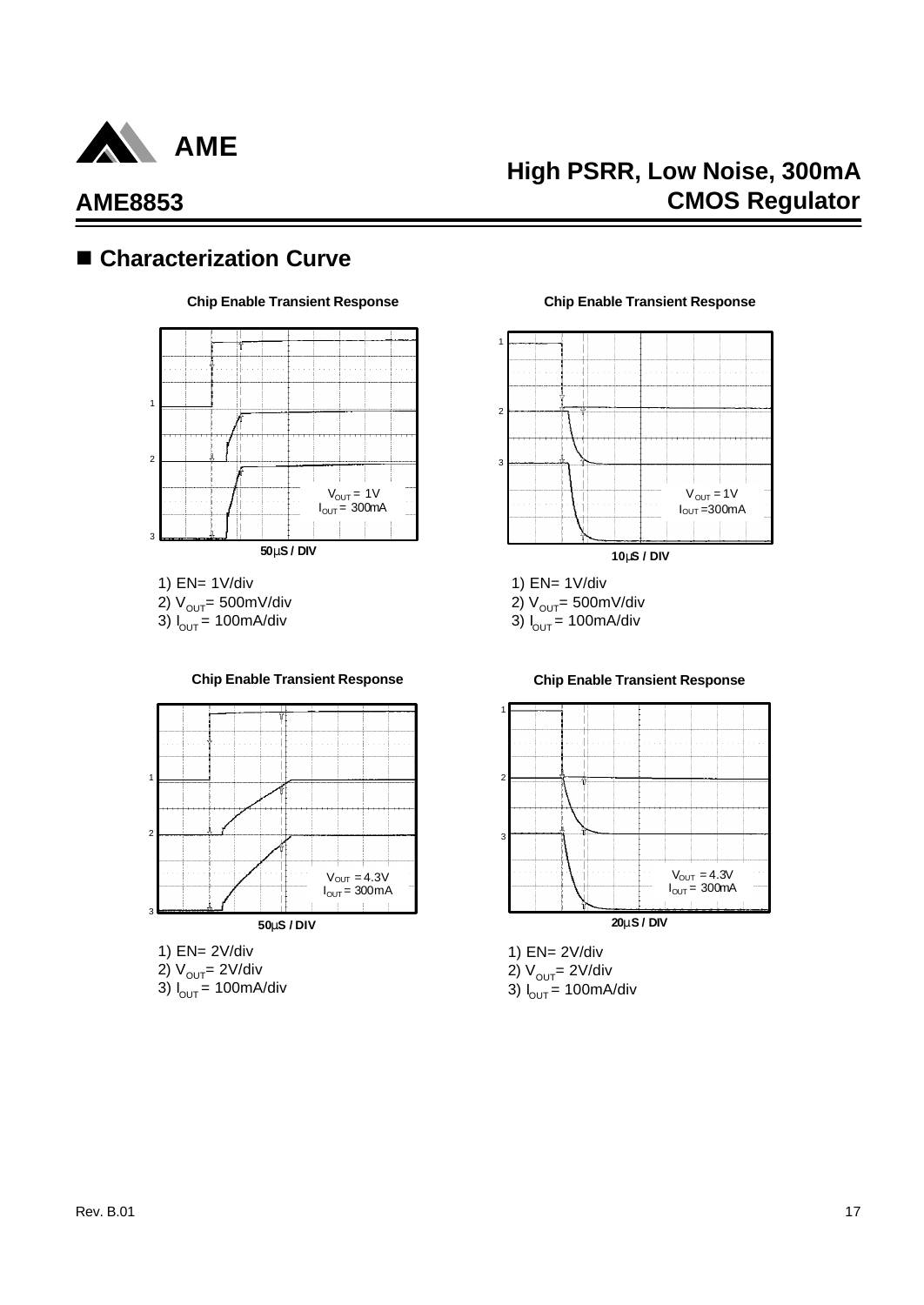## ■ Characterization Curve

**Chip Enable Transient Response**

$V_{OUT}$ = 1V
$I_{OUT}$ = 300mA

**50μS / DIV**

1) EN= 1V/div
2) $V_{OUT}$= 500mV/div
3) $I_{OUT}$ = 100mA/div

**Chip Enable Transient Response**

$V_{OUT}$ = 1V
$I_{OUT}$ =300mA

**10μS / DIV**

1) EN= 1V/div
2) $V_{OUT}$= 500mV/div
3) $I_{OUT}$ = 100mA/div

**Chip Enable Transient Response**

$V_{OUT}$ = 4.3V
$I_{OUT}$ = 300mA

**50μS / DIV**

1) EN= 2V/div
2) $V_{OUT}$= 2V/div
3) $I_{OUT}$ = 100mA/div

**Chip Enable Transient Response**

$V_{OUT}$ = 4.3V
$I_{OUT}$ = 300mA

**20μS / DIV**

1) EN= 2V/div
2) $V_{OUT}$= 2V/div
3) $I_{OUT}$ = 100mA/div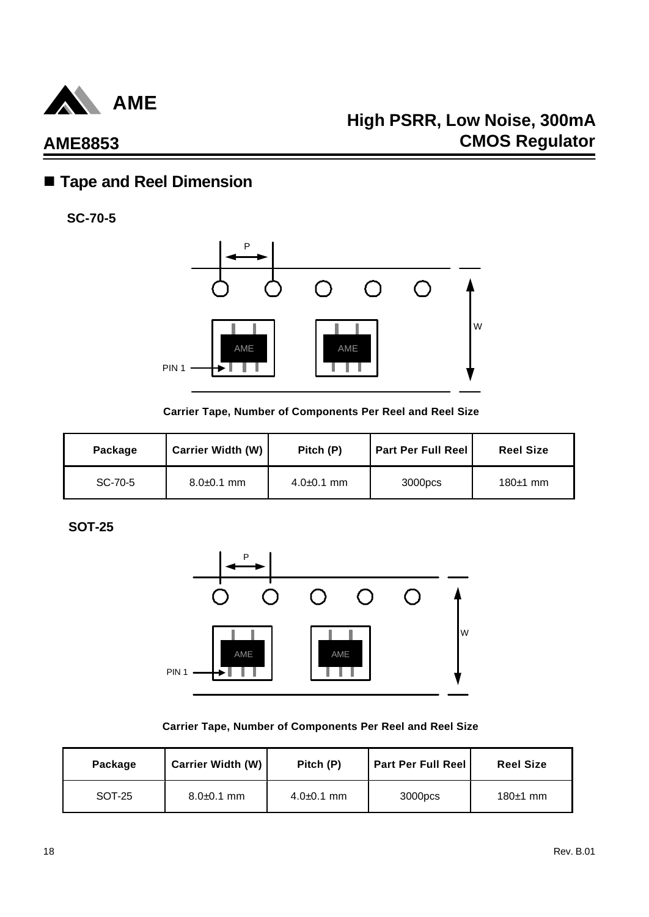## ■ Tape and Reel Dimension

**SC-70-5**

**Carrier Tape, Number of Components Per Reel and Reel Size**

| Package | Carrier Width (W) | Pitch (P) | Part Per Full Reel | Reel Size |
|---|---|---|---|---|
| SC-70-5 | 8.0±0.1 mm | 4.0±0.1 mm | 3000pcs | 180±1 mm |

**SOT-25**

**Carrier Tape, Number of Components Per Reel and Reel Size**

| Package | Carrier Width (W) | Pitch (P) | Part Per Full Reel | Reel Size |
|---|---|---|---|---|
| SOT-25 | 8.0±0.1 mm | 4.0±0.1 mm | 3000pcs | 180±1 mm |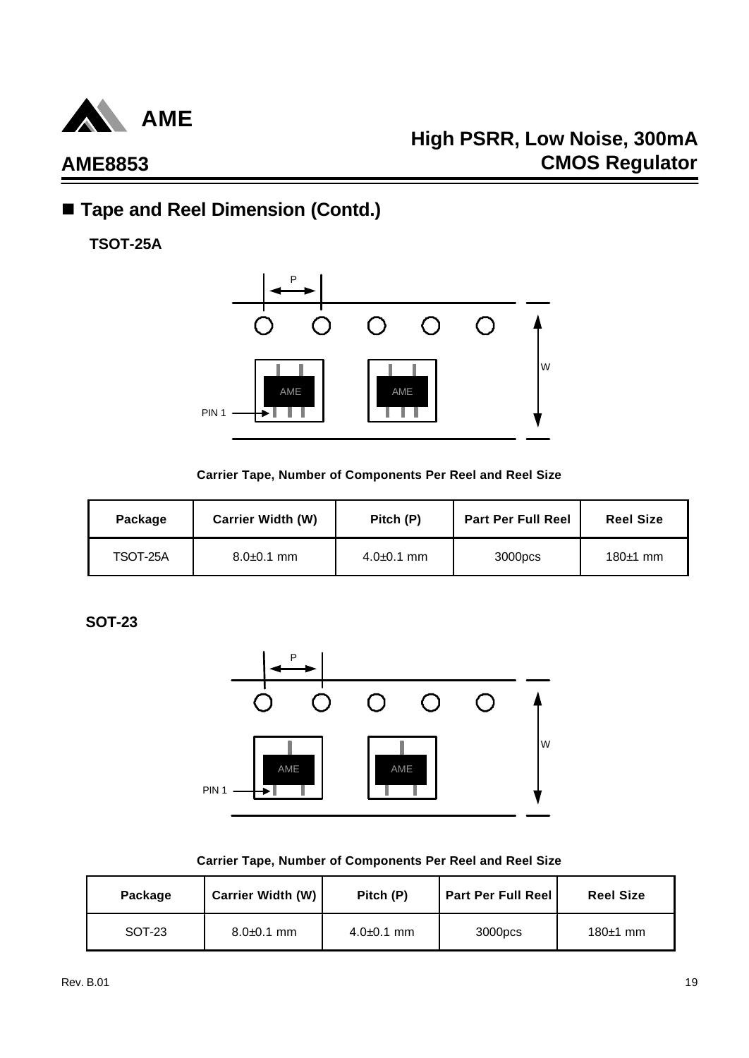## ■ Tape and Reel Dimension (Contd.)

**TSOT-25A**

**Carrier Tape, Number of Components Per Reel and Reel Size**

| Package | Carrier Width (W) | Pitch (P) | Part Per Full Reel | Reel Size |
|---|---|---|---|---|
| TSOT-25A | 8.0±0.1 mm | 4.0±0.1 mm | 3000pcs | 180±1 mm |

**SOT-23**

**Carrier Tape, Number of Components Per Reel and Reel Size**

| Package | Carrier Width (W) | Pitch (P) | Part Per Full Reel | Reel Size |
|---|---|---|---|---|
| SOT-23 | 8.0±0.1 mm | 4.0±0.1 mm | 3000pcs | 180±1 mm |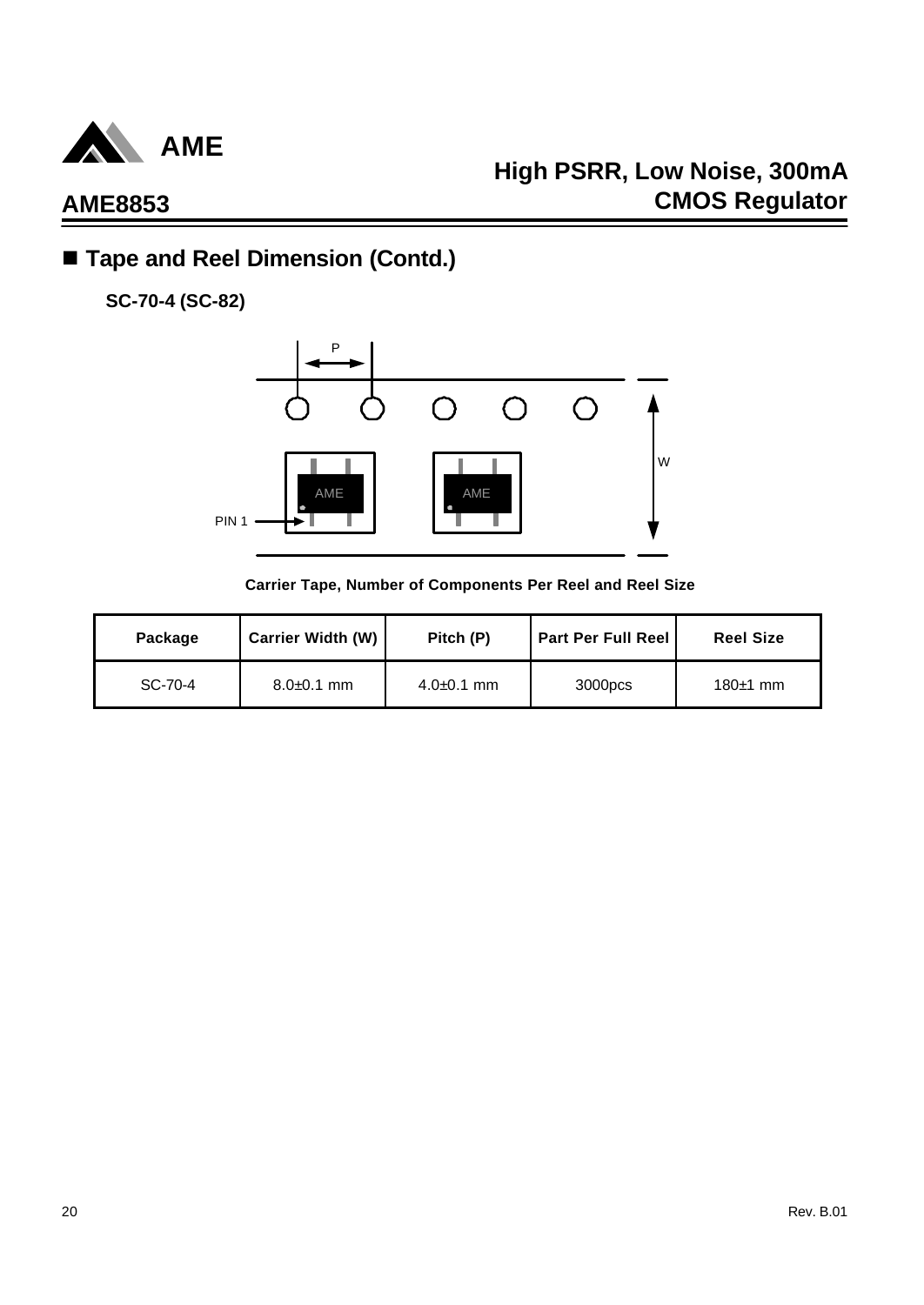## ■ Tape and Reel Dimension (Contd.)

**SC-70-4 (SC-82)**

**Carrier Tape, Number of Components Per Reel and Reel Size**

| Package | Carrier Width (W) | Pitch (P) | Part Per Full Reel | Reel Size |
|---|---|---|---|---|
| SC-70-4 | 8.0±0.1 mm | 4.0±0.1 mm | 3000pcs | 180±1 mm |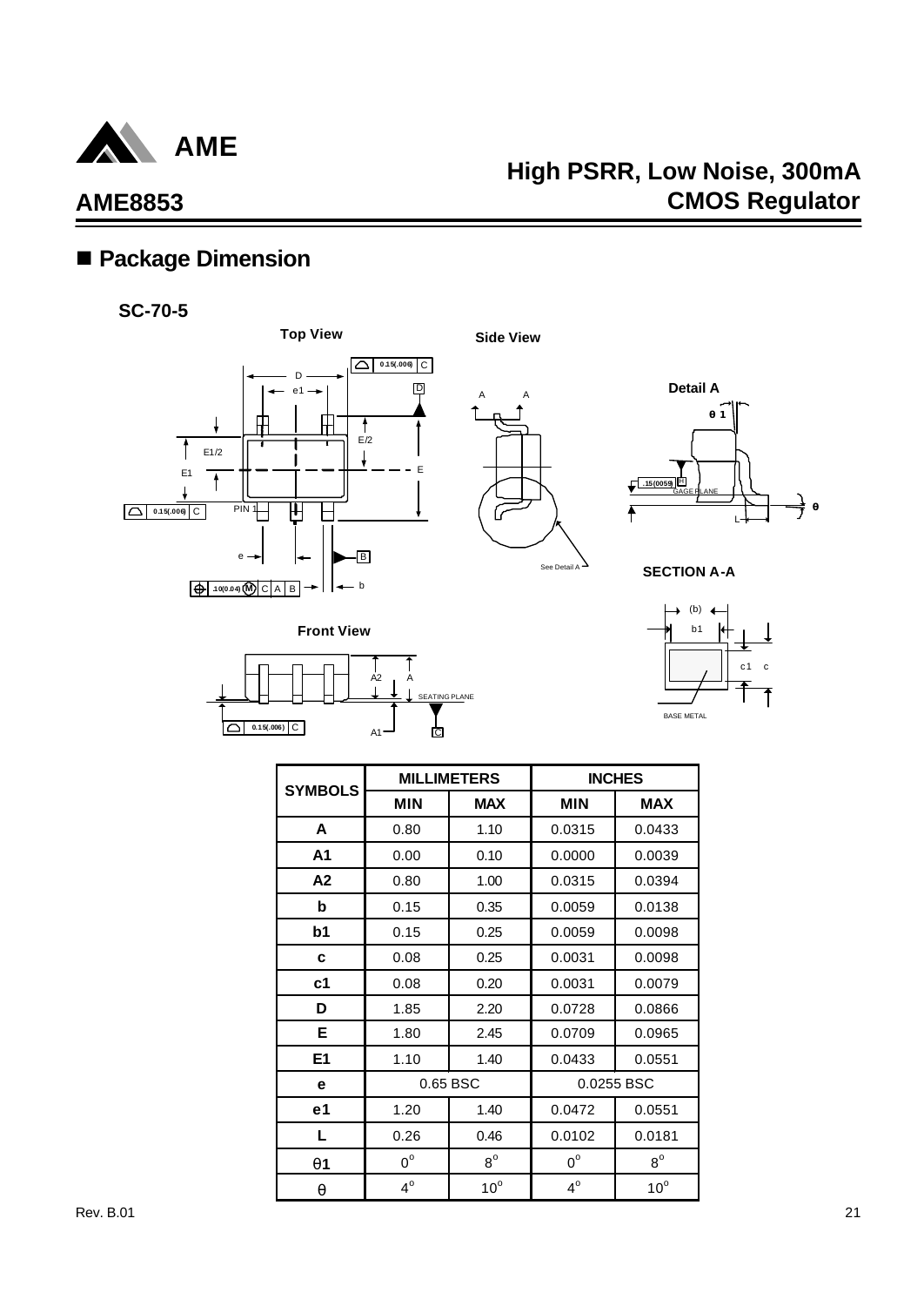## ■ Package Dimension

**SC-70-5**

**Top View**

**Side View**

**Detail A**

**SECTION A-A**

**Front View**

| SYMBOLS | MILLIMETERS | | INCHES | |
|---|---|---|---|---|
| | **MIN** | **MAX** | **MIN** | **MAX** |
| **A** | 0.80 | 1.10 | 0.0315 | 0.0433 |
| **A1** | 0.00 | 0.10 | 0.0000 | 0.0039 |
| **A2** | 0.80 | 1.00 | 0.0315 | 0.0394 |
| **b** | 0.15 | 0.35 | 0.0059 | 0.0138 |
| **b1** | 0.15 | 0.25 | 0.0059 | 0.0098 |
| **c** | 0.08 | 0.25 | 0.0031 | 0.0098 |
| **c1** | 0.08 | 0.20 | 0.0031 | 0.0079 |
| **D** | 1.85 | 2.20 | 0.0728 | 0.0866 |
| **E** | 1.80 | 2.45 | 0.0709 | 0.0965 |
| **E1** | 1.10 | 1.40 | 0.0433 | 0.0551 |
| **e** | 0.65 BSC | | 0.0255 BSC | |
| **e1** | 1.20 | 1.40 | 0.0472 | 0.0551 |
| **L** | 0.26 | 0.46 | 0.0102 | 0.0181 |
| $\theta$**1** | $0^{o}$ | $8^{o}$ | $0^{o}$ | $8^{o}$ |
| $\theta$ | $4^{o}$ | $10^{o}$ | $4^{o}$ | $10^{o}$ |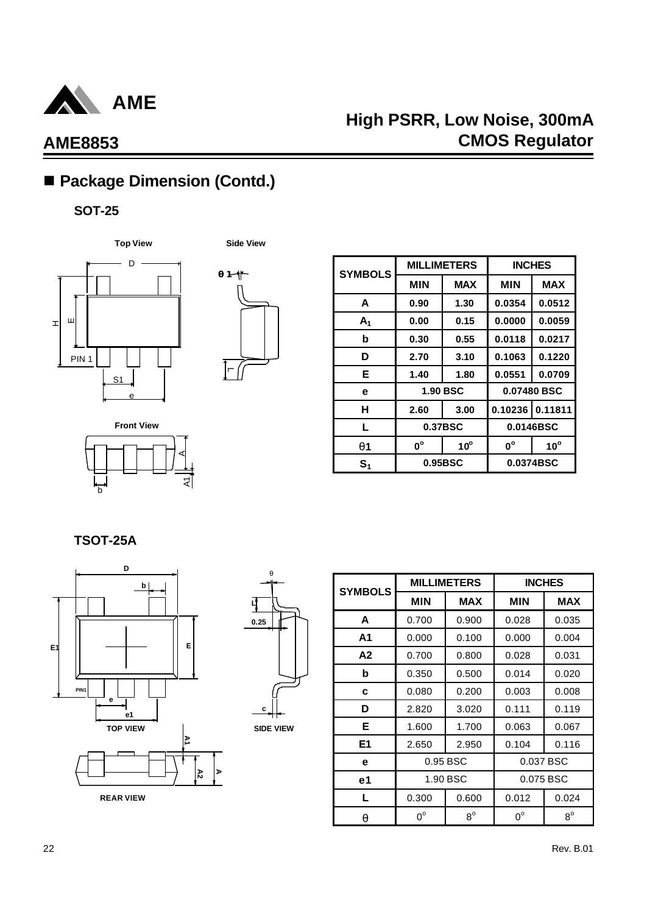## ■ Package Dimension (Contd.)

### SOT-25

| SYMBOLS | MILLIMETERS | | INCHES | |
|---|---|---|---|---|
| | MIN | MAX | MIN | MAX |
| A | 0.90 | 1.30 | 0.0354 | 0.0512 |
| $A_1$ | 0.00 | 0.15 | 0.0000 | 0.0059 |
| b | 0.30 | 0.55 | 0.0118 | 0.0217 |
| D | 2.70 | 3.10 | 0.1063 | 0.1220 |
| E | 1.40 | 1.80 | 0.0551 | 0.0709 |
| e | 1.90 BSC | | 0.07480 BSC | |
| H | 2.60 | 3.00 | 0.10236 | 0.11811 |
| L | 0.37BSC | | 0.0146BSC | |
| θ1 | $0^o$ | $10^o$ | $0^o$ | $10^o$ |
| $S_1$ | 0.95BSC | | 0.0374BSC | |

### TSOT-25A

| SYMBOLS | MILLIMETERS | | INCHES | |
|---|---|---|---|---|
| | MIN | MAX | MIN | MAX |
| A | 0.700 | 0.900 | 0.028 | 0.035 |
| A1 | 0.000 | 0.100 | 0.000 | 0.004 |
| A2 | 0.700 | 0.800 | 0.028 | 0.031 |
| b | 0.350 | 0.500 | 0.014 | 0.020 |
| c | 0.080 | 0.200 | 0.003 | 0.008 |
| D | 2.820 | 3.020 | 0.111 | 0.119 |
| E | 1.600 | 1.700 | 0.063 | 0.067 |
| E1 | 2.650 | 2.950 | 0.104 | 0.116 |
| e | 0.95 BSC | | 0.037 BSC | |
| e1 | 1.90 BSC | | 0.075 BSC | |
| L | 0.300 | 0.600 | 0.012 | 0.024 |
| θ | $0^o$ | $8^o$ | $0^o$ | $8^o$ |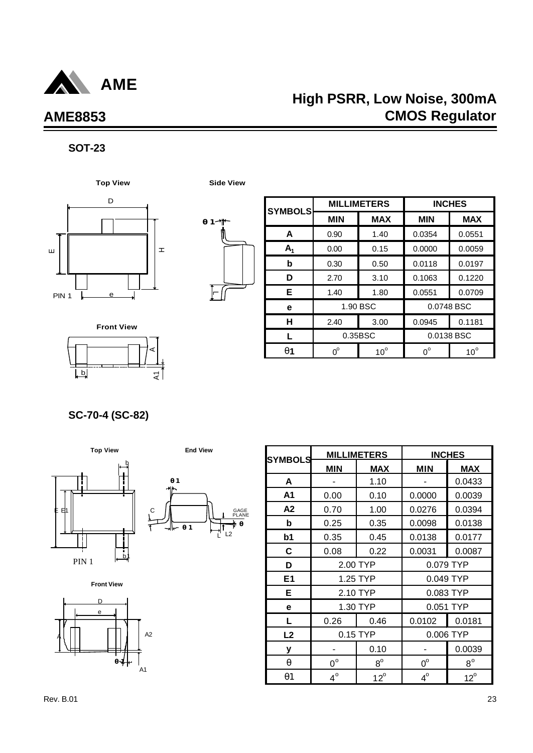## SOT-23

Top View

Side View

Front View

| SYMBOLS | MILLIMETERS | | INCHES | |
|---|---|---|---|---|
| | MIN | MAX | MIN | MAX |
| A | 0.90 | 1.40 | 0.0354 | 0.0551 |
| $A_1$ | 0.00 | 0.15 | 0.0000 | 0.0059 |
| b | 0.30 | 0.50 | 0.0118 | 0.0197 |
| D | 2.70 | 3.10 | 0.1063 | 0.1220 |
| E | 1.40 | 1.80 | 0.0551 | 0.0709 |
| e | 1.90 BSC | | 0.0748 BSC | |
| H | 2.40 | 3.00 | 0.0945 | 0.1181 |
| L | 0.35BSC | | 0.0138 BSC | |
| θ1 | $0^o$ | $10^o$ | $0^o$ | $10^o$ |

## SC-70-4 (SC-82)

Top View

End View

Front View

| SYMBOLS | MILLIMETERS | | INCHES | |
|---|---|---|---|---|
| | MIN | MAX | MIN | MAX |
| A | - | 1.10 | - | 0.0433 |
| A1 | 0.00 | 0.10 | 0.0000 | 0.0039 |
| A2 | 0.70 | 1.00 | 0.0276 | 0.0394 |
| b | 0.25 | 0.35 | 0.0098 | 0.0138 |
| b1 | 0.35 | 0.45 | 0.0138 | 0.0177 |
| C | 0.08 | 0.22 | 0.0031 | 0.0087 |
| D | 2.00 TYP | | 0.079 TYP | |
| E1 | 1.25 TYP | | 0.049 TYP | |
| E | 2.10 TYP | | 0.083 TYP | |
| e | 1.30 TYP | | 0.051 TYP | |
| L | 0.26 | 0.46 | 0.0102 | 0.0181 |
| L2 | 0.15 TYP | | 0.006 TYP | |
| y | - | 0.10 | - | 0.0039 |
| θ | $0^o$ | $8^o$ | $0^o$ | $8^o$ |
| θ1 | $4^o$ | $12^o$ | $4^o$ | $12^o$ |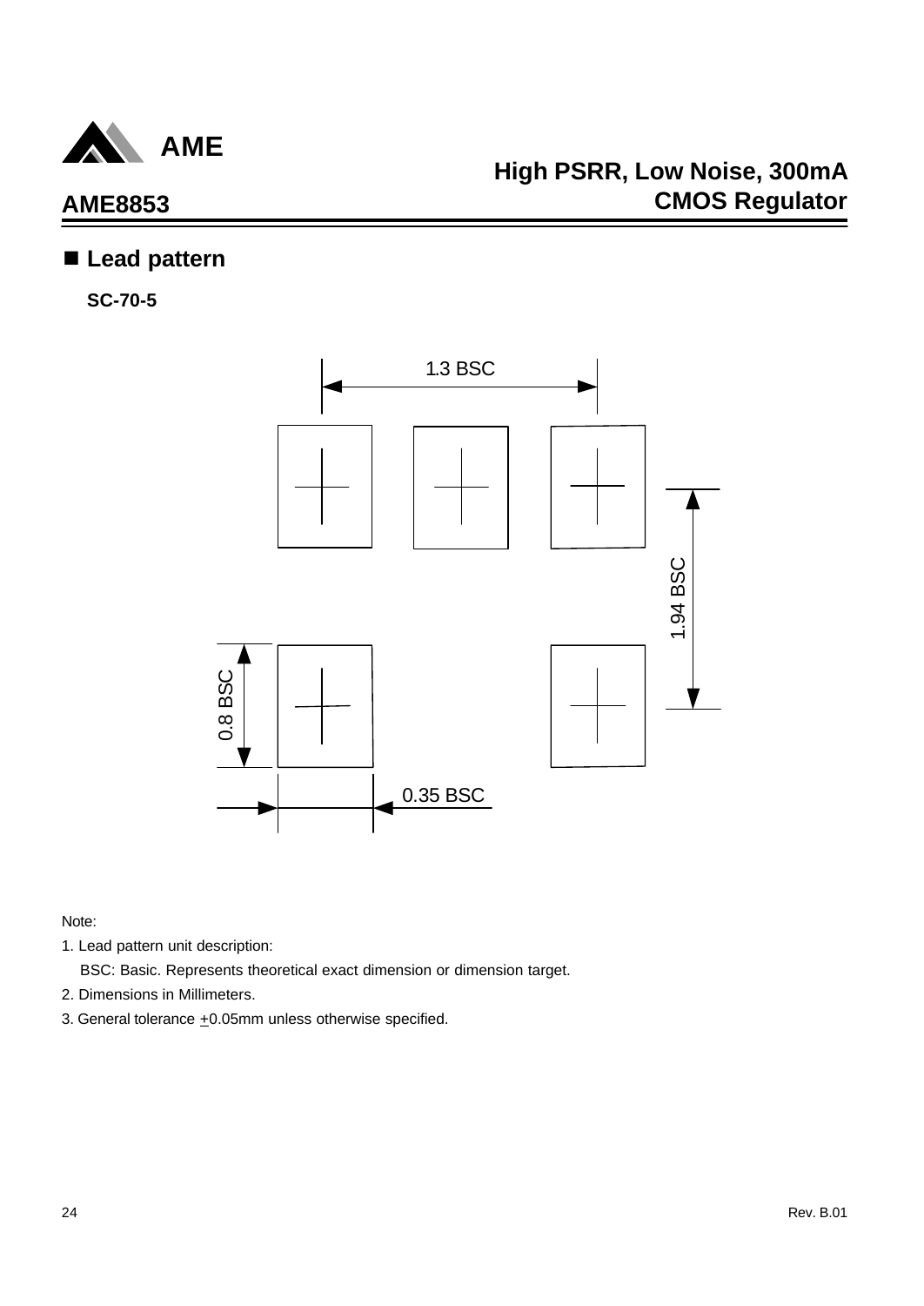## ■ Lead pattern

**SC-70-5**

1.3 BSC

1.94 BSC

0.8 BSC

0.35 BSC

Note:

1. Lead pattern unit description:

   BSC: Basic. Represents theoretical exact dimension or dimension target.

2. Dimensions in Millimeters.

3. General tolerance ±0.05mm unless otherwise specified.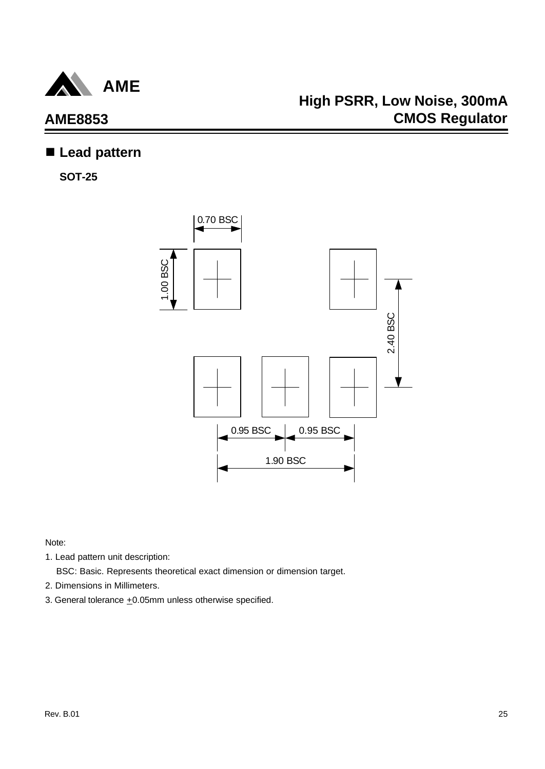## ■ Lead pattern

**SOT-25**

0.70 BSC

1.00 BSC

2.40 BSC

0.95 BSC 0.95 BSC

1.90 BSC

Note:

1. Lead pattern unit description:

   BSC: Basic. Represents theoretical exact dimension or dimension target.

2. Dimensions in Millimeters.

3. General tolerance $\pm$0.05mm unless otherwise specified.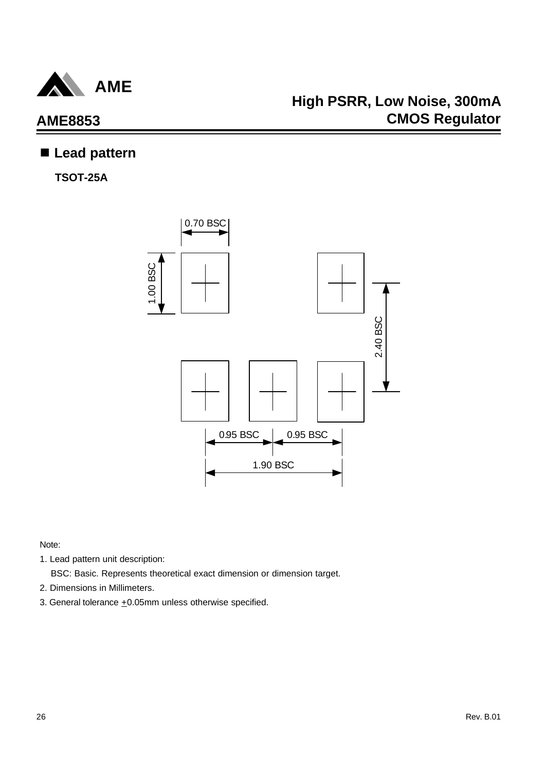## ■ Lead pattern

**TSOT-25A**

0.70 BSC

1.00 BSC

2.40 BSC

0.95 BSC    0.95 BSC

1.90 BSC

Note:

1. Lead pattern unit description:

   BSC: Basic. Represents theoretical exact dimension or dimension target.

2. Dimensions in Millimeters.

3. General tolerance $\pm$0.05mm unless otherwise specified.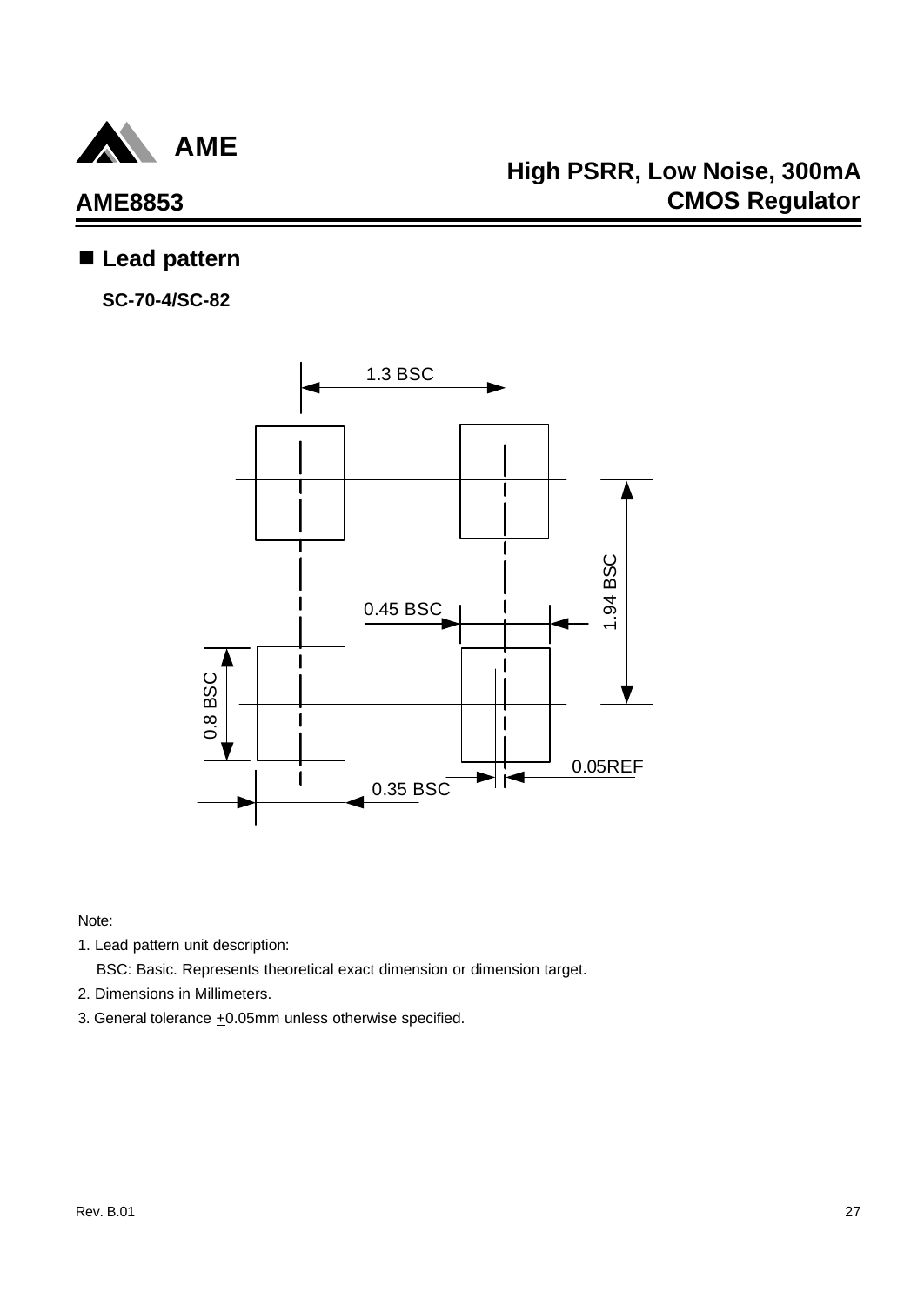## ■ Lead pattern

**SC-70-4/SC-82**

1.3 BSC

1.94 BSC

0.45 BSC

0.8 BSC

0.05REF

0.35 BSC

Note:

1. Lead pattern unit description:

   BSC: Basic. Represents theoretical exact dimension or dimension target.

2. Dimensions in Millimeters.

3. General tolerance $\pm$0.05mm unless otherwise specified.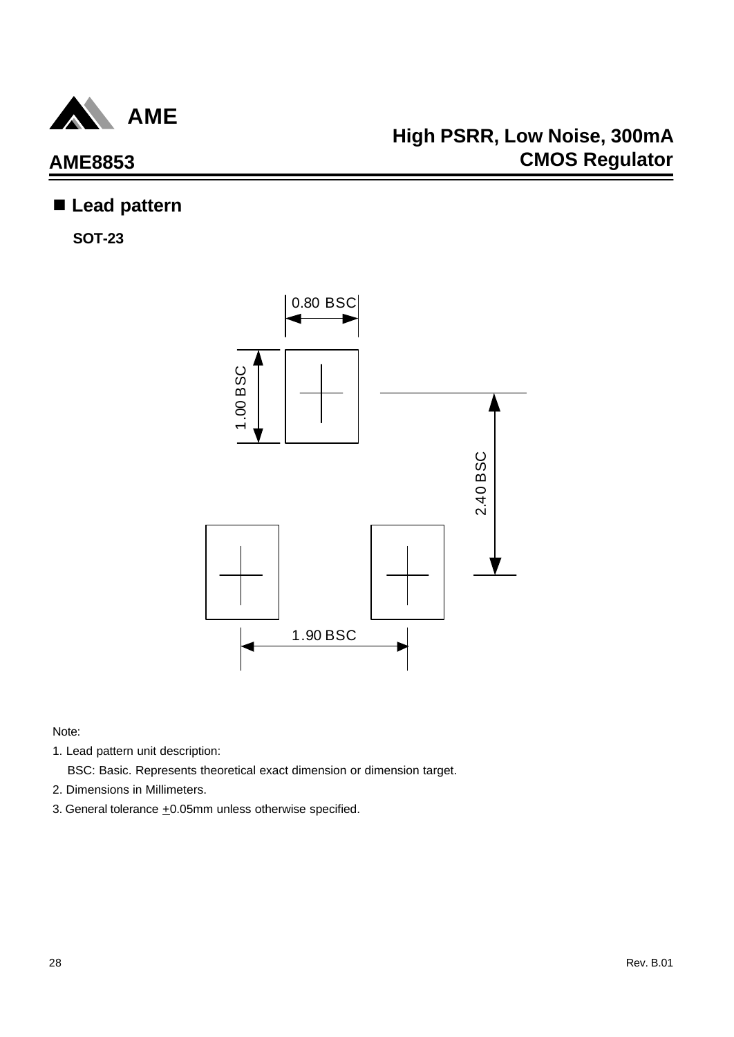## ■ Lead pattern

**SOT-23**

0.80 BSC

1.00 BSC

2.40 BSC

1.90 BSC

Note:

1. Lead pattern unit description:

   BSC: Basic. Represents theoretical exact dimension or dimension target.

2. Dimensions in Millimeters.

3. General tolerance $\pm$0.05mm unless otherwise specified.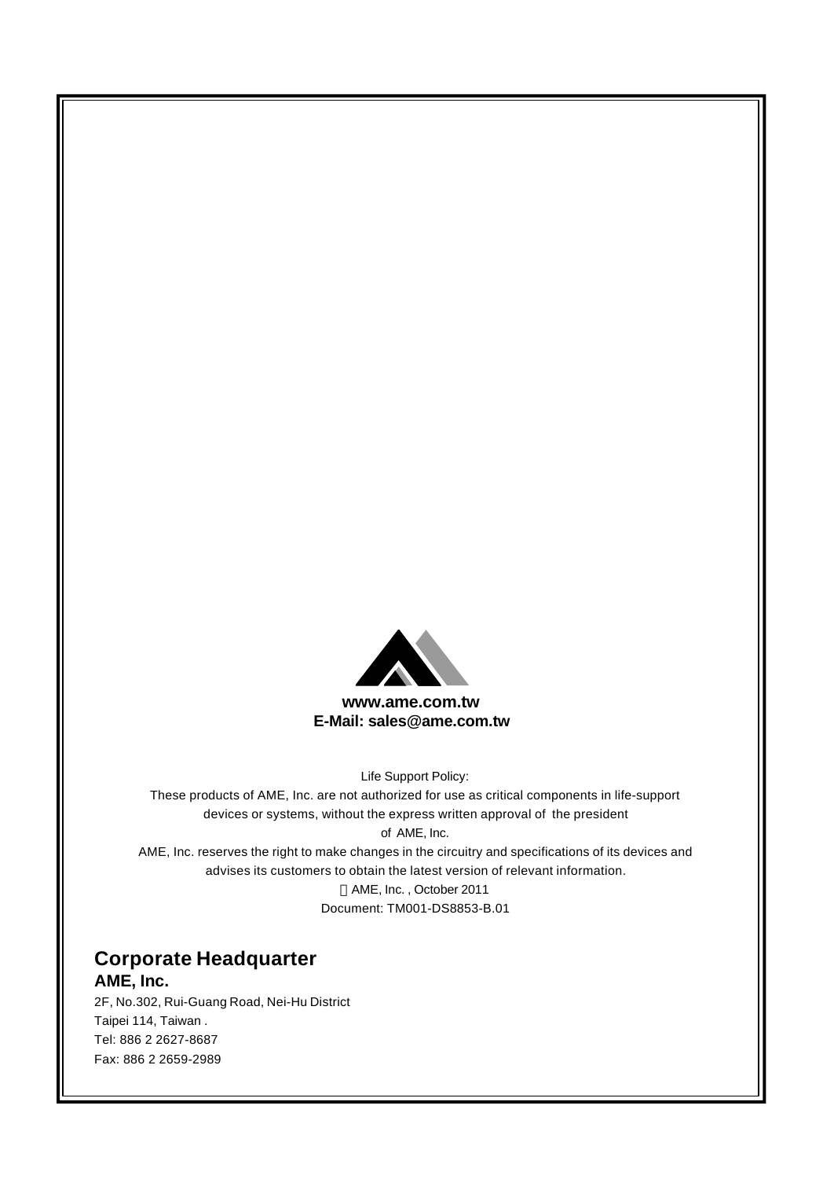**www.ame.com.tw**
**E-Mail: sales@ame.com.tw**

Life Support Policy:
These products of AME, Inc. are not authorized for use as critical components in life-support devices or systems, without the express written approval of the president of AME, Inc.

AME, Inc. reserves the right to make changes in the circuitry and specifications of its devices and advises its customers to obtain the latest version of relevant information.

Ⓒ AME, Inc. , October 2011
Document: TM001-DS8853-B.01

## Corporate Headquarter

**AME, Inc.**

2F, No.302, Rui-Guang Road, Nei-Hu District
Taipei 114, Taiwan .
Tel: 886 2 2627-8687
Fax: 886 2 2659-2989